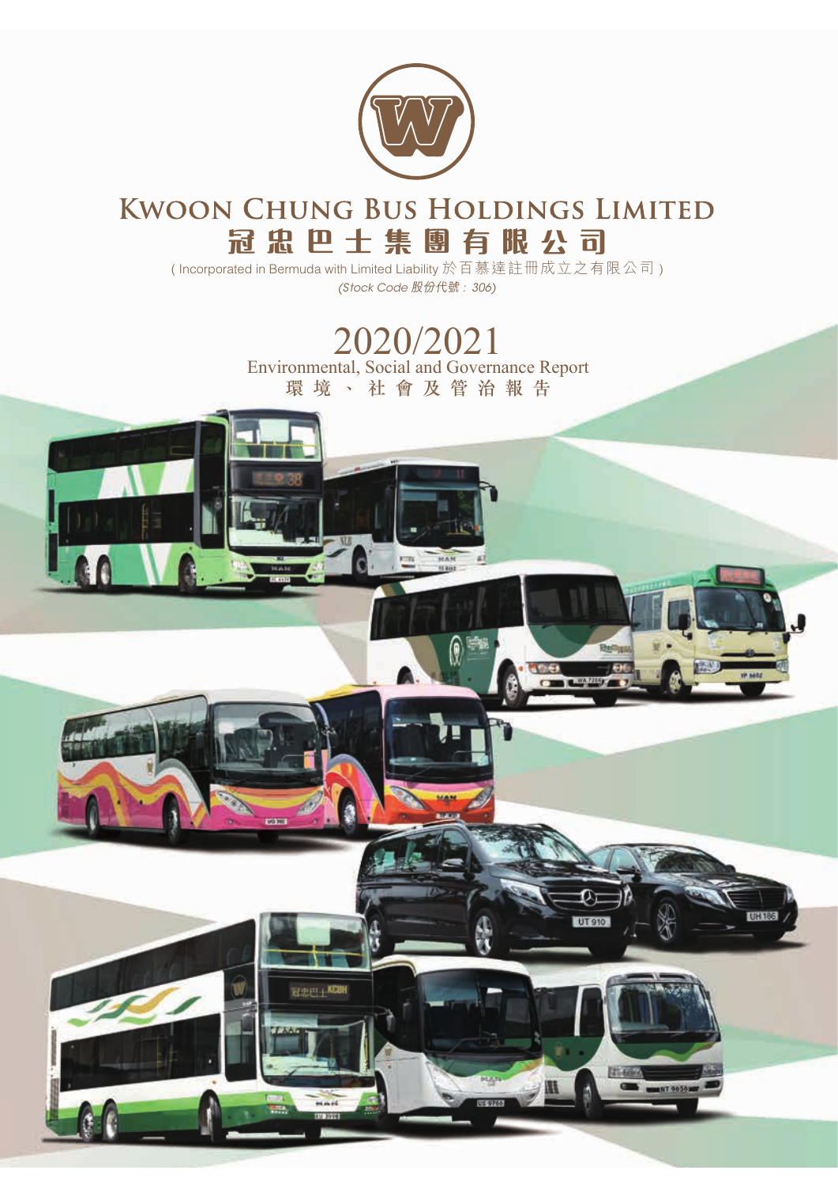# KWOON CHUNG BUS HOLDINGS LIMITED

# 冠忠巴士集團有限公司

( Incorporated in Bermuda with Limited Liability 於百慕達註冊成立之有限公司 )

*(Stock Code 股份代號：306)*

## 2020/2021

## Environmental, Social and Governance Report

## 環境、社會及管治報告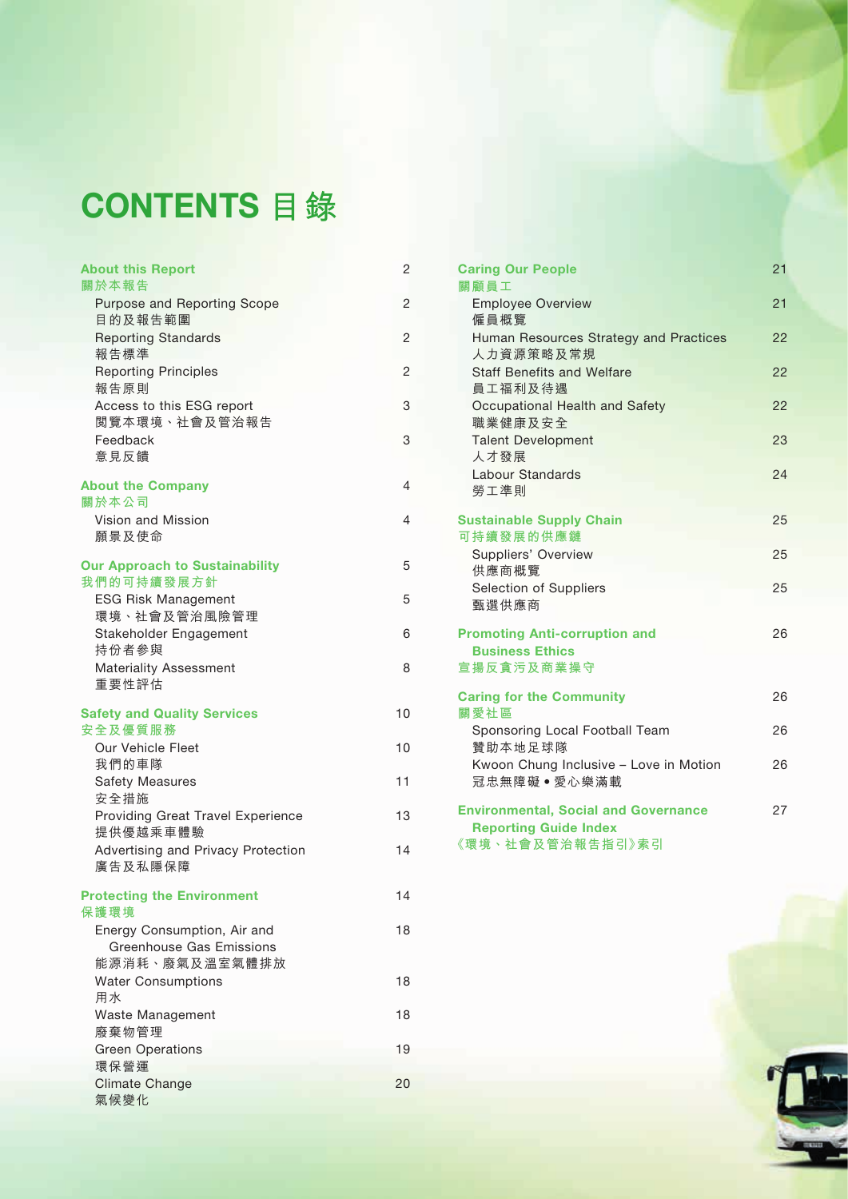# CONTENTS 目錄

| Section | Page |
|---|---|
| **About this Report 關於本報告** | 2 |
| Purpose and Reporting Scope 目的及報告範圍 | 2 |
| Reporting Standards 報告標準 | 2 |
| Reporting Principles 報告原則 | 2 |
| Access to this ESG report 閱覽本環境、社會及管治報告 | 3 |
| Feedback 意見反饋 | 3 |
| **About the Company 關於本公司** | 4 |
| Vision and Mission 願景及使命 | 4 |
| **Our Approach to Sustainability 我們的可持續發展方針** | 5 |
| ESG Risk Management 環境、社會及管治風險管理 | 5 |
| Stakeholder Engagement 持份者參與 | 6 |
| Materiality Assessment 重要性評估 | 8 |
| **Safety and Quality Services 安全及優質服務** | 10 |
| Our Vehicle Fleet 我們的車隊 | 10 |
| Safety Measures 安全措施 | 11 |
| Providing Great Travel Experience 提供優越乘車體驗 | 13 |
| Advertising and Privacy Protection 廣告及私隱保障 | 14 |
| **Protecting the Environment 保護環境** | 14 |
| Energy Consumption, Air and Greenhouse Gas Emissions 能源消耗、廢氣及溫室氣體排放 | 18 |
| Water Consumptions 用水 | 18 |
| Waste Management 廢棄物管理 | 18 |
| Green Operations 環保營運 | 19 |
| Climate Change 氣候變化 | 20 |
| **Caring Our People 關顧員工** | 21 |
| Employee Overview 僱員概覽 | 21 |
| Human Resources Strategy and Practices 人力資源策略及常規 | 22 |
| Staff Benefits and Welfare 員工福利及待遇 | 22 |
| Occupational Health and Safety 職業健康及安全 | 22 |
| Talent Development 人才發展 | 23 |
| Labour Standards 勞工準則 | 24 |
| **Sustainable Supply Chain 可持續發展的供應鏈** | 25 |
| Suppliers' Overview 供應商概覽 | 25 |
| Selection of Suppliers 甄選供應商 | 25 |
| **Promoting Anti-corruption and Business Ethics 宣揚反貪污及商業操守** | 26 |
| **Caring for the Community 關愛社區** | 26 |
| Sponsoring Local Football Team 贊助本地足球隊 | 26 |
| Kwoon Chung Inclusive – Love in Motion 冠忠無障礙 • 愛心樂滿載 | 26 |
| **Environmental, Social and Governance Reporting Guide Index 《環境、社會及管治報告指引》索引** | 27 |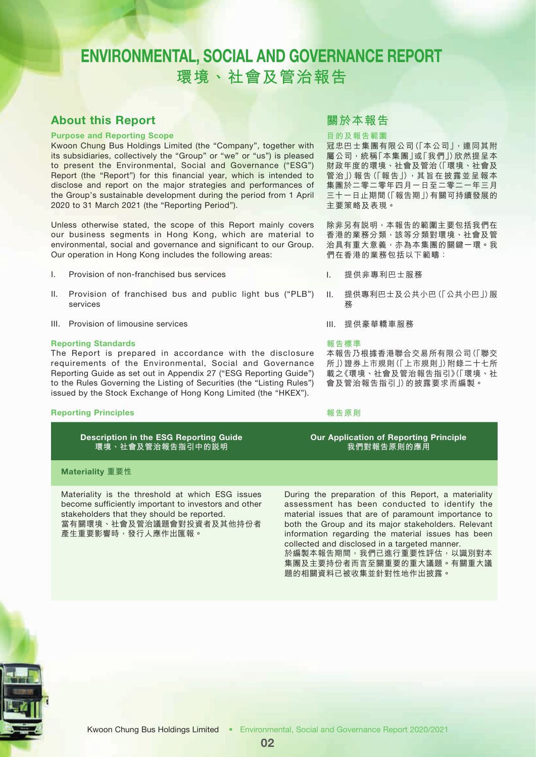# ENVIRONMENTAL, SOCIAL AND GOVERNANCE REPORT
# 環境、社會及管治報告

## About this Report

### Purpose and Reporting Scope

Kwoon Chung Bus Holdings Limited (the "Company", together with its subsidiaries, collectively the "Group" or "we" or "us") is pleased to present the Environmental, Social and Governance ("ESG") Report (the "Report") for this financial year, which is intended to disclose and report on the major strategies and performances of the Group's sustainable development during the period from 1 April 2020 to 31 March 2021 (the "Reporting Period").

Unless otherwise stated, the scope of this Report mainly covers our business segments in Hong Kong, which are material to environmental, social and governance and significant to our Group. Our operation in Hong Kong includes the following areas:

I. Provision of non-franchised bus services

II. Provision of franchised bus and public light bus ("PLB") services

III. Provision of limousine services

### Reporting Standards

The Report is prepared in accordance with the disclosure requirements of the Environmental, Social and Governance Reporting Guide as set out in Appendix 27 ("ESG Reporting Guide") to the Rules Governing the Listing of Securities (the "Listing Rules") issued by the Stock Exchange of Hong Kong Limited (the "HKEX").

### Reporting Principles

## 關於本報告

### 目的及報告範圍

冠忠巴士集團有限公司(「本公司」,連同其附屬公司,統稱「本集團」或「我們」)欣然提呈本財政年度的環境、社會及管治(「環境、社會及管治」)報告(「報告」),其旨在披露並呈報本集團於二零二零年四月一日至二零二一年三月三十一日止期間(「報告期」)有關可持續發展的主要策略及表現。

除非另有說明,本報告的範圍主要包括我們在香港的業務分類,該等分類對環境、社會及管治具有重大意義,亦為本集團的關鍵一環。我們在香港的業務包括以下範疇:

I. 提供非專利巴士服務

II. 提供專利巴士及公共小巴(「公共小巴」)服務

III. 提供豪華轎車服務

### 報告標準

本報告乃根據香港聯合交易所有限公司(「聯交所」)證券上市規則(「上市規則」)附錄二十七所載之《環境、社會及管治報告指引》(「環境、社會及管治報告指引」)的披露要求而編製。

### 報告原則

| Description in the ESG Reporting Guide<br>環境、社會及管治報告指引中的說明 | Our Application of Reporting Principle<br>我們對報告原則的應用 |
|---|---|
| **Materiality 重要性** | |
| Materiality is the threshold at which ESG issues become sufficiently important to investors and other stakeholders that they should be reported.<br>當有關環境、社會及管治議題會對投資者及其他持份者產生重要影響時,發行人應作出匯報。 | During the preparation of this Report, a materiality assessment has been conducted to identify the material issues that are of paramount importance to both the Group and its major stakeholders. Relevant information regarding the material issues has been collected and disclosed in a targeted manner.<br>於編製本報告期間,我們已進行重要性評估,以識別對本集團及主要持份者而言至關重要的重大議題。有關重大議題的相關資料已被收集並針對性地作出披露。 |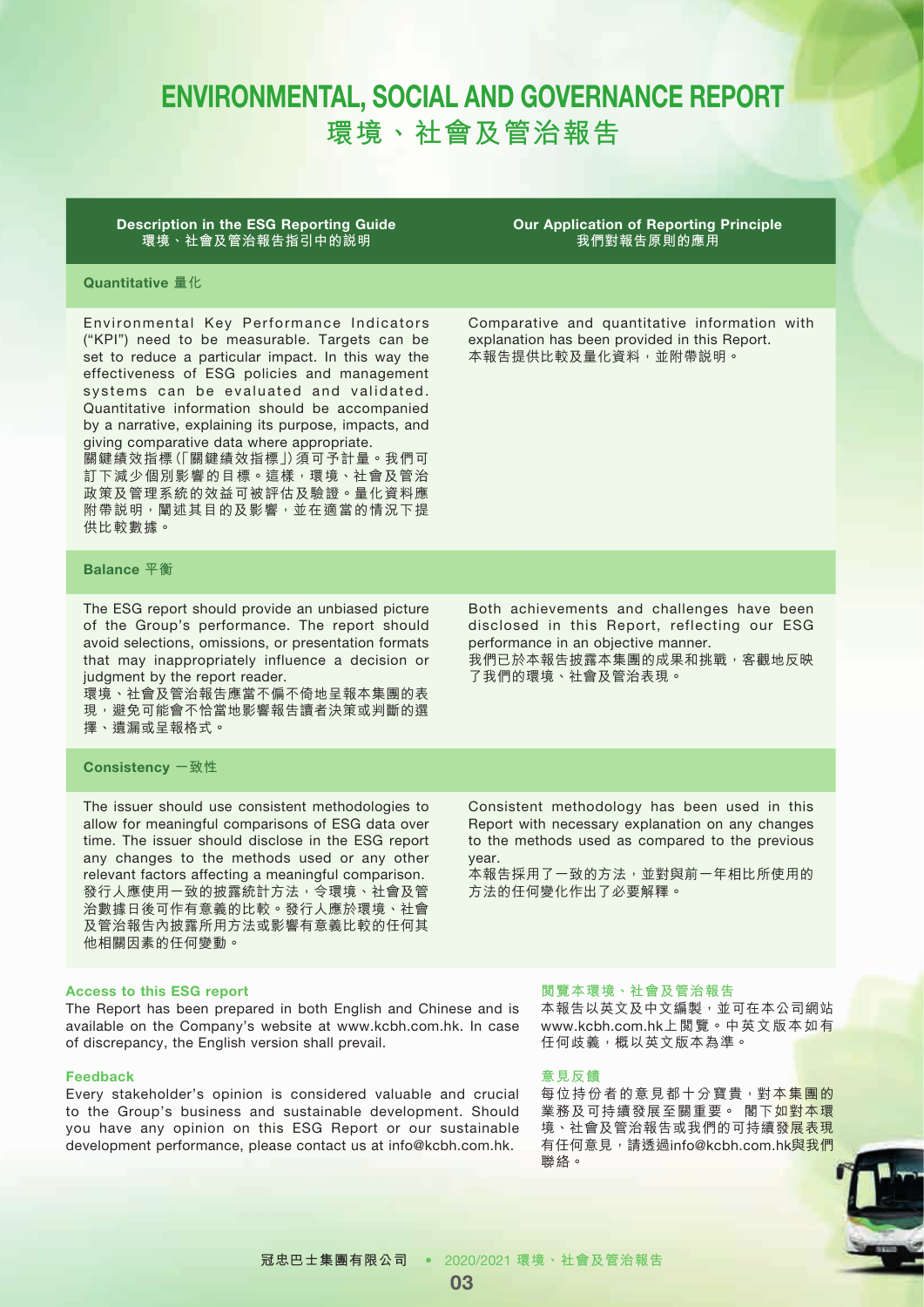# ENVIRONMENTAL, SOCIAL AND GOVERNANCE REPORT
# 環境、社會及管治報告

| Description in the ESG Reporting Guide 環境、社會及管治報告指引中的說明 | Our Application of Reporting Principle 我們對報告原則的應用 |
|---|---|
| **Quantitative 量化** | |
| Environmental Key Performance Indicators ("KPI") need to be measurable. Targets can be set to reduce a particular impact. In this way the effectiveness of ESG policies and management systems can be evaluated and validated. Quantitative information should be accompanied by a narrative, explaining its purpose, impacts, and giving comparative data where appropriate. 關鍵績效指標（「關鍵績效指標」）須可予計量。我們可訂下減少個別影響的目標。這樣，環境、社會及管治政策及管理系統的效益可被評估及驗證。量化資料應附帶說明，闡述其目的及影響，並在適當的情況下提供比較數據。 | Comparative and quantitative information with explanation has been provided in this Report. 本報告提供比較及量化資料，並附帶說明。 |
| **Balance 平衡** | |
| The ESG report should provide an unbiased picture of the Group's performance. The report should avoid selections, omissions, or presentation formats that may inappropriately influence a decision or judgment by the report reader. 環境、社會及管治報告應當不偏不倚地呈報本集團的表現，避免可能會不恰當地影響報告讀者決策或判斷的選擇、遺漏或呈報格式。 | Both achievements and challenges have been disclosed in this Report, reflecting our ESG performance in an objective manner. 我們已於本報告披露本集團的成果和挑戰，客觀地反映了我們的環境、社會及管治表現。 |
| **Consistency 一致性** | |
| The issuer should use consistent methodologies to allow for meaningful comparisons of ESG data over time. The issuer should disclose in the ESG report any changes to the methods used or any other relevant factors affecting a meaningful comparison. 發行人應使用一致的披露統計方法，令環境、社會及管治數據日後可作有意義的比較。發行人應於環境、社會及管治報告內披露所用方法或影響有意義比較的任何其他相關因素的任何變動。 | Consistent methodology has been used in this Report with necessary explanation on any changes to the methods used as compared to the previous year. 本報告採用了一致的方法，並對與前一年相比所使用的方法的任何變化作出了必要解釋。 |

### Access to this ESG report

The Report has been prepared in both English and Chinese and is available on the Company's website at www.kcbh.com.hk. In case of discrepancy, the English version shall prevail.

### Feedback

Every stakeholder's opinion is considered valuable and crucial to the Group's business and sustainable development. Should you have any opinion on this ESG Report or our sustainable development performance, please contact us at info@kcbh.com.hk.

### 閱覽本環境、社會及管治報告

本報告以英文及中文編製，並可在本公司網站www.kcbh.com.hk上閱覽。中英文版本如有任何歧義，概以英文版本為準。

### 意見反饋

每位持份者的意見都十分寶貴，對本集團的業務及可持續發展至關重要。 閣下如對本環境、社會及管治報告或我們的可持續發展表現有任何意見，請透過info@kcbh.com.hk與我們聯絡。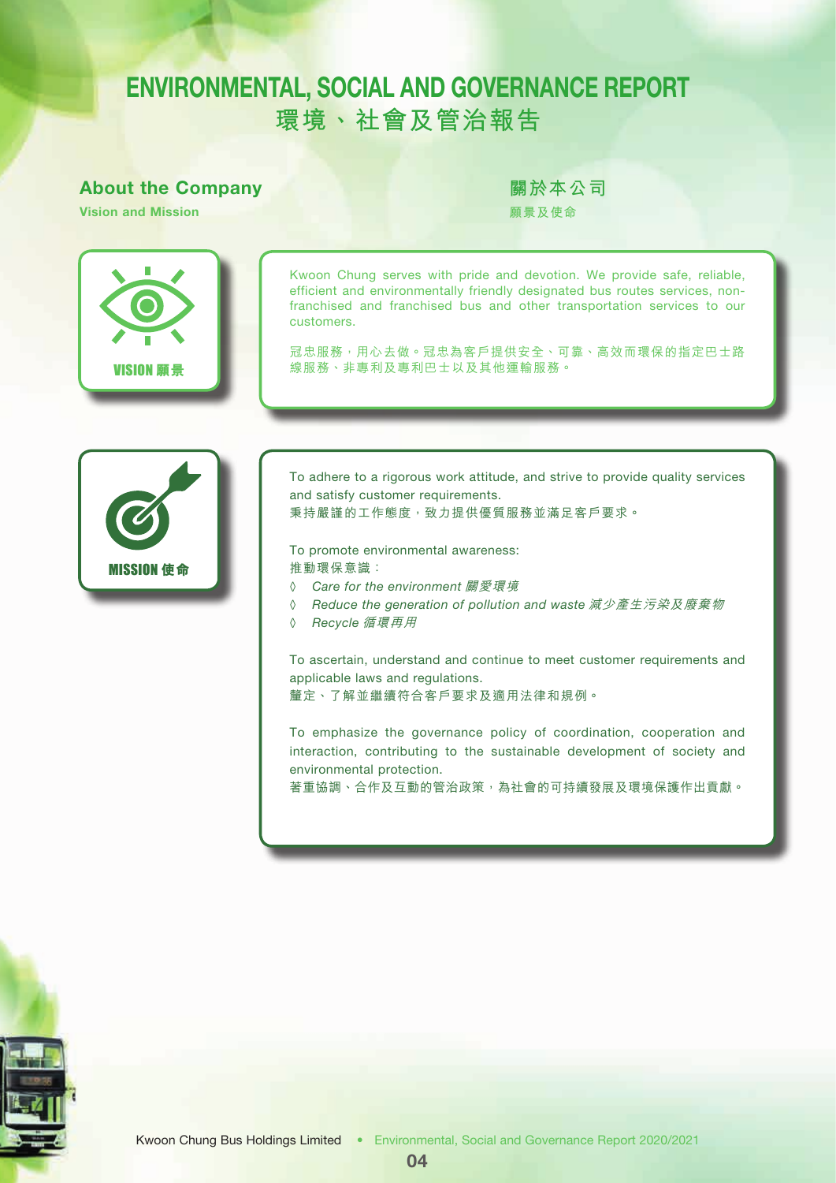# ENVIRONMENTAL, SOCIAL AND GOVERNANCE REPORT
# 環境、社會及管治報告

## About the Company

### Vision and Mission

## 關於本公司

### 願景及使命

**VISION 願景**

Kwoon Chung serves with pride and devotion. We provide safe, reliable, efficient and environmentally friendly designated bus routes services, non-franchised and franchised bus and other transportation services to our customers.

冠忠服務，用心去做。冠忠為客戶提供安全、可靠、高效而環保的指定巴士路線服務、非專利及專利巴士以及其他運輸服務。

**MISSION 使命**

To adhere to a rigorous work attitude, and strive to provide quality services and satisfy customer requirements.
秉持嚴謹的工作態度，致力提供優質服務並滿足客戶要求。

To promote environmental awareness:
推動環保意識：

- *Care for the environment 關愛環境*
- *Reduce the generation of pollution and waste 減少產生污染及廢棄物*
- *Recycle 循環再用*

To ascertain, understand and continue to meet customer requirements and applicable laws and regulations.
釐定、了解並繼續符合客戶要求及適用法律和規例。

To emphasize the governance policy of coordination, cooperation and interaction, contributing to the sustainable development of society and environmental protection.
著重協調、合作及互動的管治政策，為社會的可持續發展及環境保護作出貢獻。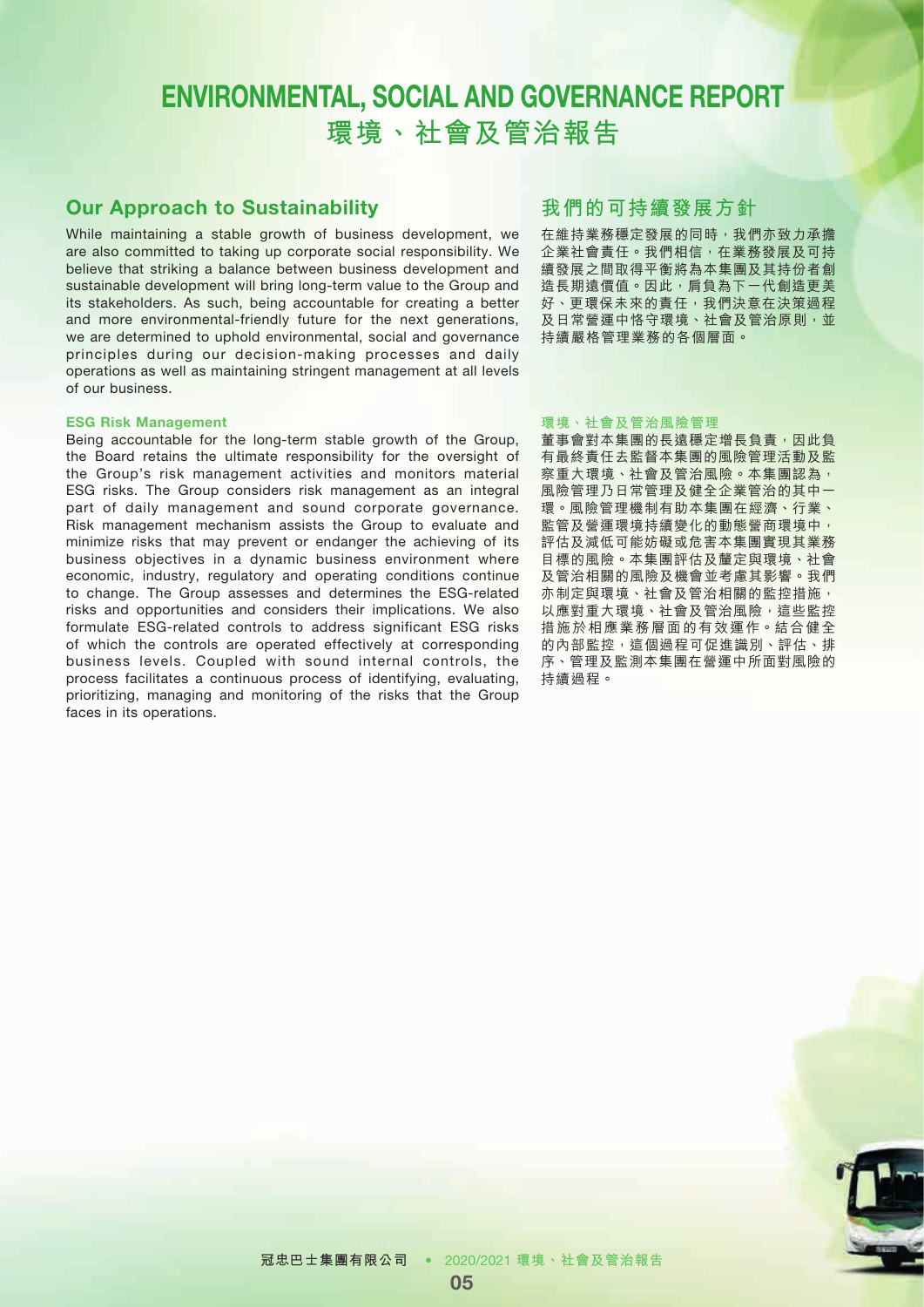# ENVIRONMENTAL, SOCIAL AND GOVERNANCE REPORT
# 環境、社會及管治報告

## Our Approach to Sustainability

While maintaining a stable growth of business development, we are also committed to taking up corporate social responsibility. We believe that striking a balance between business development and sustainable development will bring long-term value to the Group and its stakeholders. As such, being accountable for creating a better and more environmental-friendly future for the next generations, we are determined to uphold environmental, social and governance principles during our decision-making processes and daily operations as well as maintaining stringent management at all levels of our business.

### ESG Risk Management

Being accountable for the long-term stable growth of the Group, the Board retains the ultimate responsibility for the oversight of the Group's risk management activities and monitors material ESG risks. The Group considers risk management as an integral part of daily management and sound corporate governance. Risk management mechanism assists the Group to evaluate and minimize risks that may prevent or endanger the achieving of its business objectives in a dynamic business environment where economic, industry, regulatory and operating conditions continue to change. The Group assesses and determines the ESG-related risks and opportunities and considers their implications. We also formulate ESG-related controls to address significant ESG risks of which the controls are operated effectively at corresponding business levels. Coupled with sound internal controls, the process facilitates a continuous process of identifying, evaluating, prioritizing, managing and monitoring of the risks that the Group faces in its operations.

## 我們的可持續發展方針

在維持業務穩定發展的同時，我們亦致力承擔企業社會責任。我們相信，在業務發展及可持續發展之間取得平衡將為本集團及其持份者創造長期遠價值。因此，肩負為下一代創造更美好、更環保未來的責任，我們決意在決策過程及日常營運中恪守環境、社會及管治原則，並持續嚴格管理業務的各個層面。

### 環境、社會及管治風險管理

董事會對本集團的長遠穩定增長負責，因此負有最終責任去監督本集團的風險管理活動及監察重大環境、社會及管治風險。本集團認為，風險管理乃日常管理及健全企業管治的其中一環。風險管理機制有助本集團在經濟、行業、監管及營運環境持續變化的動態營商環境中，評估及減低可能妨礙或危害本集團實現其業務目標的風險。本集團評估及釐定與環境、社會及管治相關的風險及機會並考慮其影響。我們亦制定與環境、社會及管治相關的監控措施，以應對重大環境、社會及管治風險，這些監控措施於相應業務層面的有效運作。結合健全的內部監控，這個過程可促進識別、評估、排序、管理及監測本集團在營運中所面對風險的持續過程。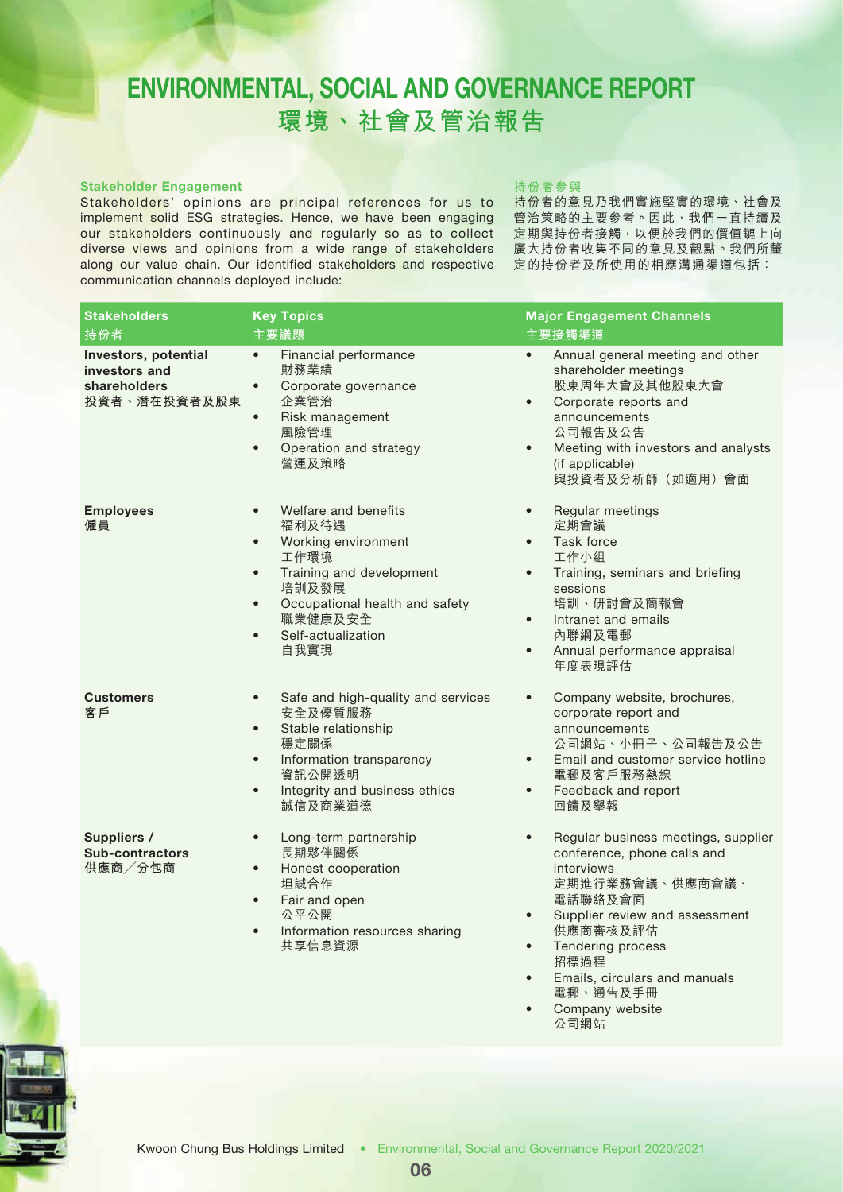# ENVIRONMENTAL, SOCIAL AND GOVERNANCE REPORT
# 環境、社會及管治報告

### Stakeholder Engagement

Stakeholders' opinions are principal references for us to implement solid ESG strategies. Hence, we have been engaging our stakeholders continuously and regularly so as to collect diverse views and opinions from a wide range of stakeholders along our value chain. Our identified stakeholders and respective communication channels deployed include:

### 持份者參與

持份者的意見乃我們實施堅實的環境、社會及管治策略的主要參考。因此，我們一直持續及定期與持份者接觸，以便於我們的價值鏈上向廣大持份者收集不同的意見及觀點。我們所釐定的持份者及所使用的相應溝通渠道包括：

| Stakeholders 持份者 | Key Topics 主要議題 | Major Engagement Channels 主要接觸渠道 |
|---|---|---|
| **Investors, potential investors and shareholders 投資者、潛在投資者及股東** | • Financial performance 財務業績<br>• Corporate governance 企業管治<br>• Risk management 風險管理<br>• Operation and strategy 營運及策略 | • Annual general meeting and other shareholder meetings 股東周年大會及其他股東大會<br>• Corporate reports and announcements 公司報告及公告<br>• Meeting with investors and analysts (if applicable) 與投資者及分析師（如適用）會面 |
| **Employees 僱員** | • Welfare and benefits 福利及待遇<br>• Working environment 工作環境<br>• Training and development 培訓及發展<br>• Occupational health and safety 職業健康及安全<br>• Self-actualization 自我實現 | • Regular meetings 定期會議<br>• Task force 工作小組<br>• Training, seminars and briefing sessions 培訓、研討會及簡報會<br>• Intranet and emails 內聯網及電郵<br>• Annual performance appraisal 年度表現評估 |
| **Customers 客戶** | • Safe and high-quality and services 安全及優質服務<br>• Stable relationship 穩定關係<br>• Information transparency 資訊公開透明<br>• Integrity and business ethics 誠信及商業道德 | • Company website, brochures, corporate report and announcements 公司網站、小冊子、公司報告及公告<br>• Email and customer service hotline 電郵及客戶服務熱線<br>• Feedback and report 回饋及舉報 |
| **Suppliers / Sub-contractors 供應商／分包商** | • Long-term partnership 長期夥伴關係<br>• Honest cooperation 坦誠合作<br>• Fair and open 公平公開<br>• Information resources sharing 共享信息資源 | • Regular business meetings, supplier conference, phone calls and interviews 定期進行業務會議、供應商會議、電話聯絡及會面<br>• Supplier review and assessment 供應商審核及評估<br>• Tendering process 招標過程<br>• Emails, circulars and manuals 電郵、通告及手冊<br>• Company website 公司網站 |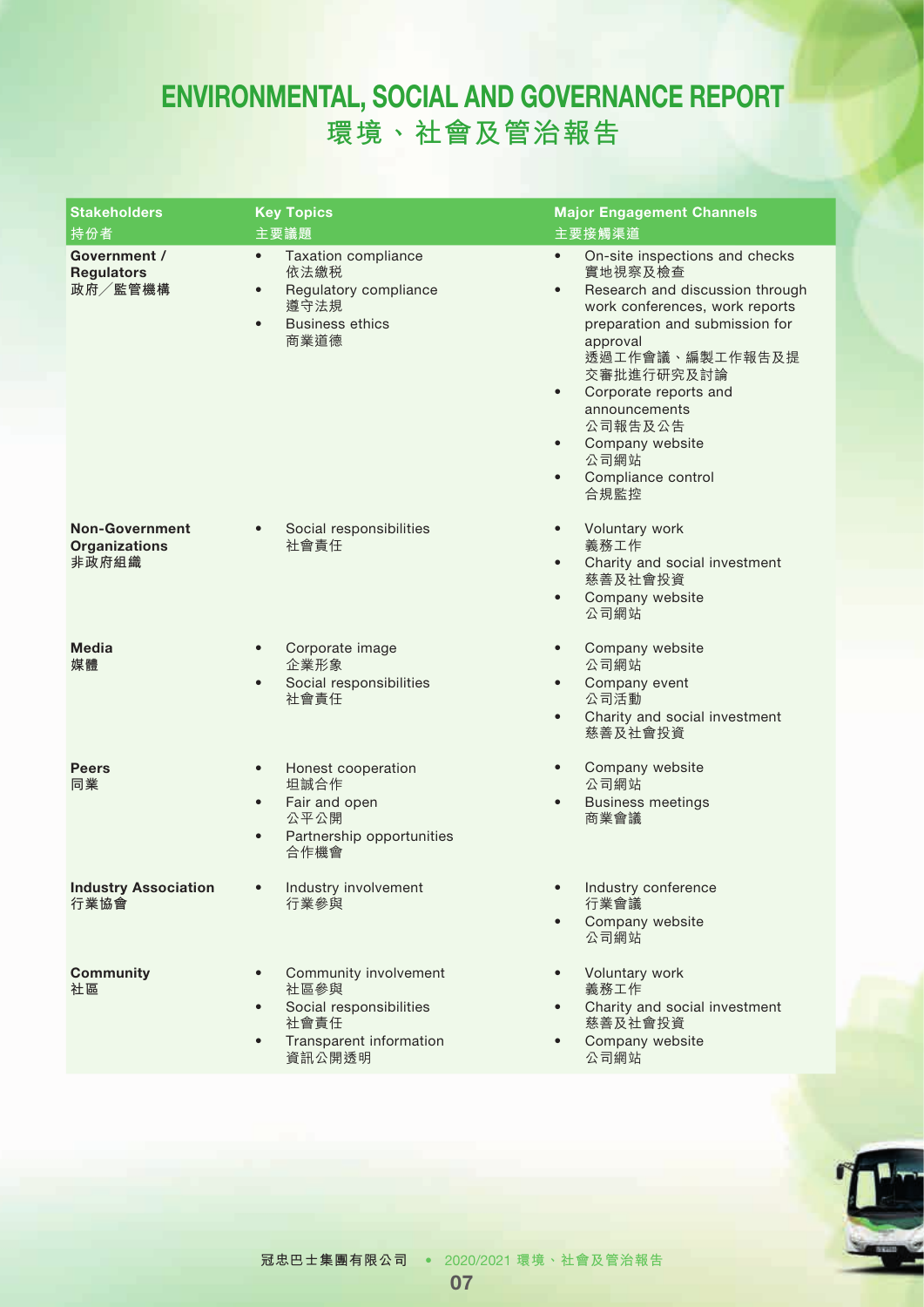# ENVIRONMENTAL, SOCIAL AND GOVERNANCE REPORT
# 環境、社會及管治報告

| Stakeholders<br>持份者 | Key Topics<br>主要議題 | Major Engagement Channels<br>主要接觸渠道 |
|---|---|---|
| **Government / Regulators**<br>**政府/監管機構** | • Taxation compliance<br>依法繳稅<br>• Regulatory compliance<br>遵守法規<br>• Business ethics<br>商業道德 | • On-site inspections and checks<br>實地視察及檢查<br>• Research and discussion through work conferences, work reports preparation and submission for approval<br>透過工作會議、編製工作報告及提交審批進行研究及討論<br>• Corporate reports and announcements<br>公司報告及公告<br>• Company website<br>公司網站<br>• Compliance control<br>合規監控 |
| **Non-Government Organizations**<br>**非政府組織** | • Social responsibilities<br>社會責任 | • Voluntary work<br>義務工作<br>• Charity and social investment<br>慈善及社會投資<br>• Company website<br>公司網站 |
| **Media**<br>**媒體** | • Corporate image<br>企業形象<br>• Social responsibilities<br>社會責任 | • Company website<br>公司網站<br>• Company event<br>公司活動<br>• Charity and social investment<br>慈善及社會投資 |
| **Peers**<br>**同業** | • Honest cooperation<br>坦誠合作<br>• Fair and open<br>公平公開<br>• Partnership opportunities<br>合作機會 | • Company website<br>公司網站<br>• Business meetings<br>商業會議 |
| **Industry Association**<br>**行業協會** | • Industry involvement<br>行業參與 | • Industry conference<br>行業會議<br>• Company website<br>公司網站 |
| **Community**<br>**社區** | • Community involvement<br>社區參與<br>• Social responsibilities<br>社會責任<br>• Transparent information<br>資訊公開透明 | • Voluntary work<br>義務工作<br>• Charity and social investment<br>慈善及社會投資<br>• Company website<br>公司網站 |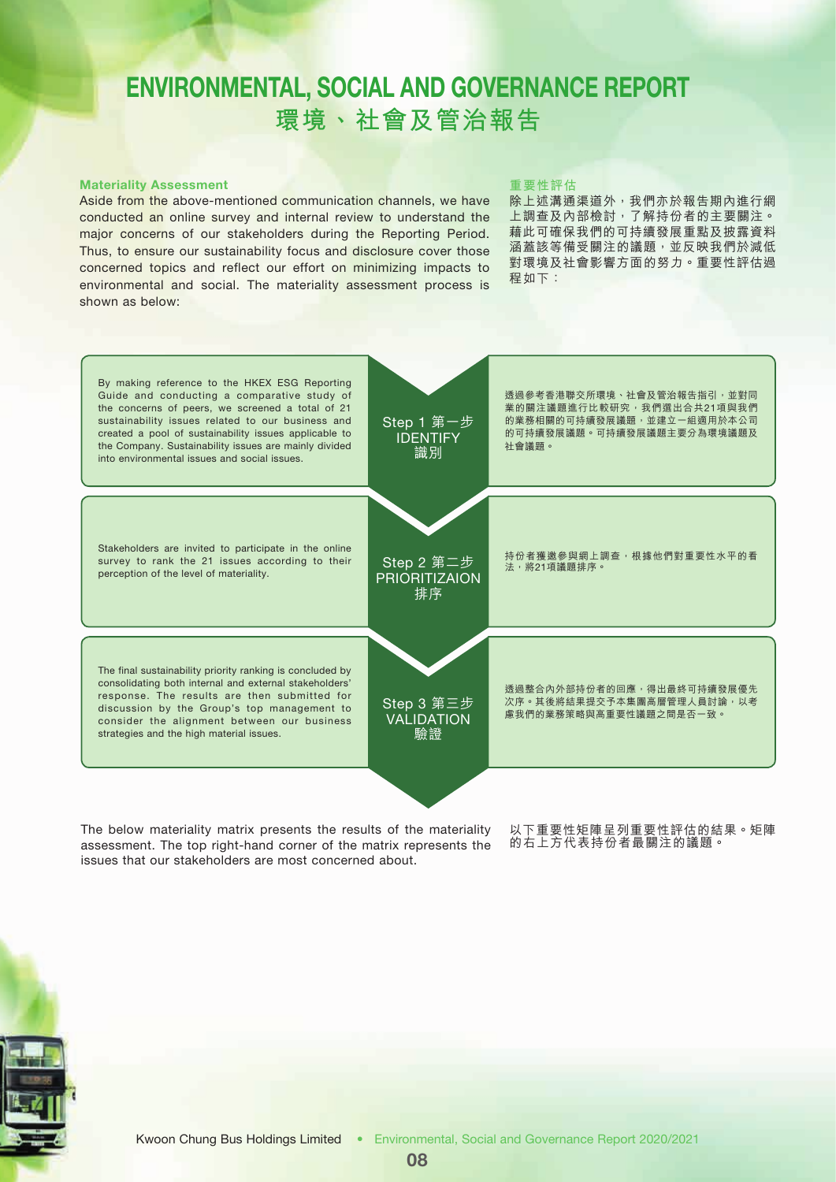# ENVIRONMENTAL, SOCIAL AND GOVERNANCE REPORT
# 環境、社會及管治報告

### Materiality Assessment

Aside from the above-mentioned communication channels, we have conducted an online survey and internal review to understand the major concerns of our stakeholders during the Reporting Period. Thus, to ensure our sustainability focus and disclosure cover those concerned topics and reflect our effort on minimizing impacts to environmental and social. The materiality assessment process is shown as below:

### 重要性評估

除上述溝通渠道外，我們亦於報告期內進行網上調查及內部檢討，了解持份者的主要關注。藉此可確保我們的可持續發展重點及披露資料涵蓋該等備受關注的議題，並反映我們於減低對環境及社會影響方面的努力。重要性評估過程如下：

| | | |
|---|---|---|
| By making reference to the HKEX ESG Reporting Guide and conducting a comparative study of the concerns of peers, we screened a total of 21 sustainability issues related to our business and created a pool of sustainability issues applicable to the Company. Sustainability issues are mainly divided into environmental issues and social issues. | Step 1 第一步 IDENTIFY 識別 | 透過參考香港聯交所環境、社會及管治報告指引，並對同業的關注議題進行比較研究，我們選出合共21項與我們的業務相關的可持續發展議題，並建立一組適用於本公司的可持續發展議題。可持續發展議題主要分為環境議題及社會議題。 |
| Stakeholders are invited to participate in the online survey to rank the 21 issues according to their perception of the level of materiality. | Step 2 第二步 PRIORITIZAION 排序 | 持份者獲邀參與網上調查，根據他們對重要性水平的看法，將21項議題排序。 |
| The final sustainability priority ranking is concluded by consolidating both internal and external stakeholders' response. The results are then submitted for discussion by the Group's top management to consider the alignment between our business strategies and the high material issues. | Step 3 第三步 VALIDATION 驗證 | 透過整合內外部持份者的回應，得出最終可持續發展優先次序。其後將結果提交予本集團高層管理人員討論，以考慮我們的業務策略與高重要性議題之間是否一致。 |

The below materiality matrix presents the results of the materiality assessment. The top right-hand corner of the matrix represents the issues that our stakeholders are most concerned about.

以下重要性矩陣呈列重要性評估的結果。矩陣的右上方代表持份者最關注的議題。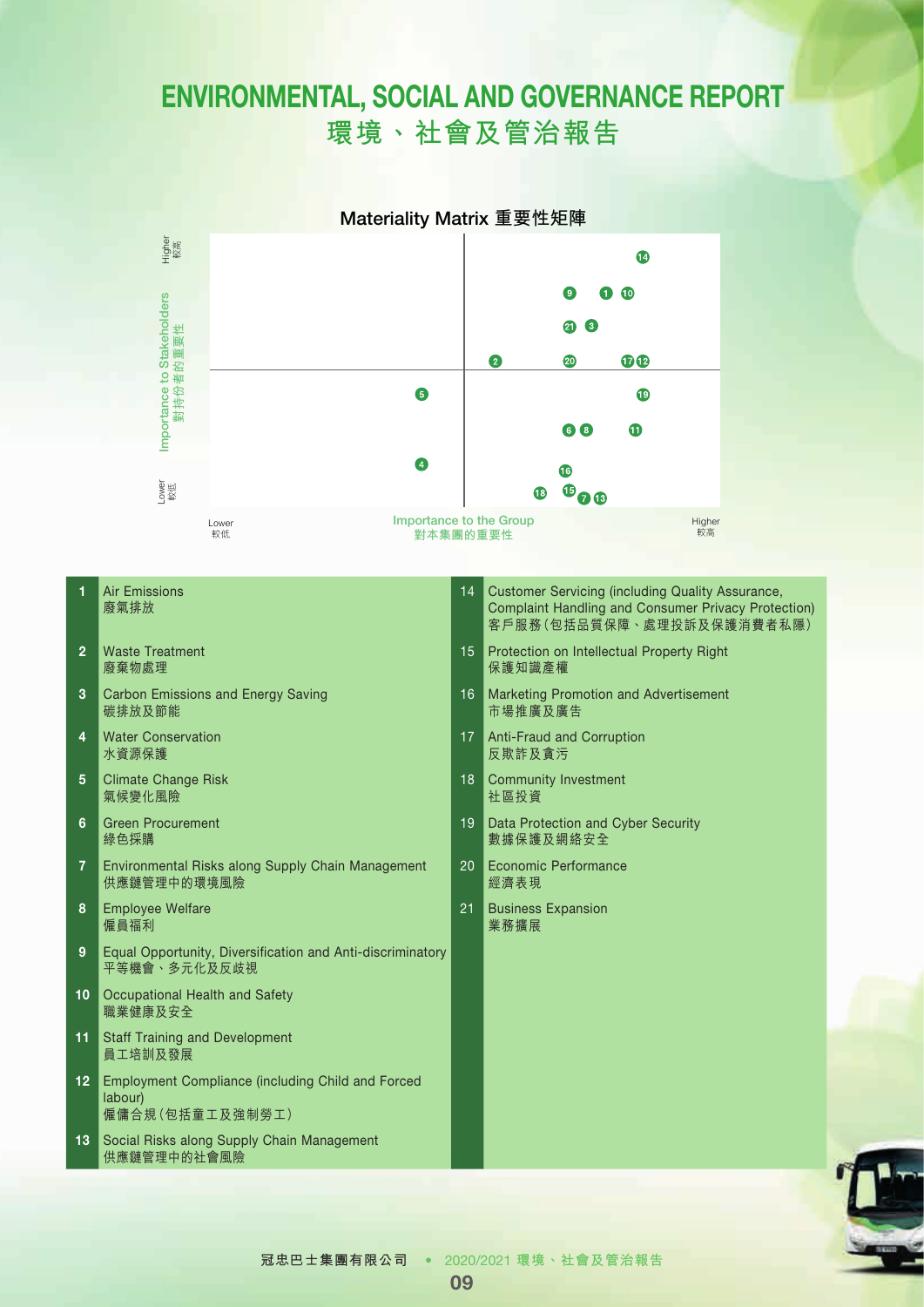# ENVIRONMENTAL, SOCIAL AND GOVERNANCE REPORT
# 環境、社會及管治報告

## Materiality Matrix 重要性矩陣

Importance to Stakeholders 對持份者的重要性 (Lower 較低 – Higher 較高)

Importance to the Group 對本集團的重要性 (Lower 較低 – Higher 較高)

| No. | Topic | No. | Topic |
|---|---|---|---|
| 1 | Air Emissions<br>廢氣排放 | 14 | Customer Servicing (including Quality Assurance, Complaint Handling and Consumer Privacy Protection)<br>客戶服務(包括品質保障、處理投訴及保護消費者私隱) |
| 2 | Waste Treatment<br>廢棄物處理 | 15 | Protection on Intellectual Property Right<br>保護知識產權 |
| 3 | Carbon Emissions and Energy Saving<br>碳排放及節能 | 16 | Marketing Promotion and Advertisement<br>市場推廣及廣告 |
| 4 | Water Conservation<br>水資源保護 | 17 | Anti-Fraud and Corruption<br>反欺詐及貪污 |
| 5 | Climate Change Risk<br>氣候變化風險 | 18 | Community Investment<br>社區投資 |
| 6 | Green Procurement<br>綠色採購 | 19 | Data Protection and Cyber Security<br>數據保護及網絡安全 |
| 7 | Environmental Risks along Supply Chain Management<br>供應鏈管理中的環境風險 | 20 | Economic Performance<br>經濟表現 |
| 8 | Employee Welfare<br>僱員福利 | 21 | Business Expansion<br>業務擴展 |
| 9 | Equal Opportunity, Diversification and Anti-discriminatory<br>平等機會、多元化及反歧視 | | |
| 10 | Occupational Health and Safety<br>職業健康及安全 | | |
| 11 | Staff Training and Development<br>員工培訓及發展 | | |
| 12 | Employment Compliance (including Child and Forced labour)<br>僱傭合規(包括童工及強制勞工) | | |
| 13 | Social Risks along Supply Chain Management<br>供應鏈管理中的社會風險 | | |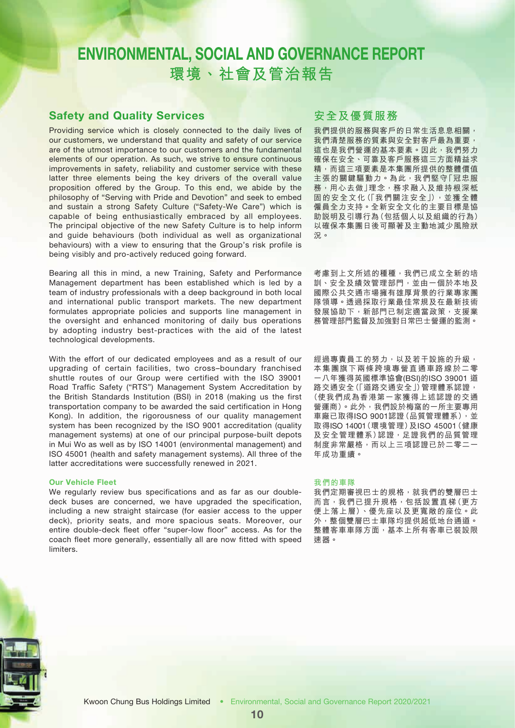# ENVIRONMENTAL, SOCIAL AND GOVERNANCE REPORT
# 環境、社會及管治報告

## Safety and Quality Services

Providing service which is closely connected to the daily lives of our customers, we understand that quality and safety of our service are of the utmost importance to our customers and the fundamental elements of our operation. As such, we strive to ensure continuous improvements in safety, reliability and customer service with these latter three elements being the key drivers of the overall value proposition offered by the Group. To this end, we abide by the philosophy of "Serving with Pride and Devotion" and seek to embed and sustain a strong Safety Culture ("Safety-We Care") which is capable of being enthusiastically embraced by all employees. The principal objective of the new Safety Culture is to help inform and guide behaviours (both individual as well as organizational behaviours) with a view to ensuring that the Group's risk profile is being visibly and pro-actively reduced going forward.

Bearing all this in mind, a new Training, Safety and Performance Management department has been established which is led by a team of industry professionals with a deep background in both local and international public transport markets. The new department formulates appropriate policies and supports line management in the oversight and enhanced monitoring of daily bus operations by adopting industry best-practices with the aid of the latest technological developments.

With the effort of our dedicated employees and as a result of our upgrading of certain facilities, two cross–boundary franchised shuttle routes of our Group were certified with the ISO 39001 Road Traffic Safety ("RTS") Management System Accreditation by the British Standards Institution (BSI) in 2018 (making us the first transportation company to be awarded the said certification in Hong Kong). In addition, the rigorousness of our quality management system has been recognized by the ISO 9001 accreditation (quality management systems) at one of our principal purpose-built depots in Mui Wo as well as by ISO 14001 (environmental management) and ISO 45001 (health and safety management systems). All three of the latter accreditations were successfully renewed in 2021.

### Our Vehicle Fleet

We regularly review bus specifications and as far as our double-deck buses are concerned, we have upgraded the specification, including a new straight staircase (for easier access to the upper deck), priority seats, and more spacious seats. Moreover, our entire double-deck fleet offer "super-low floor" access. As for the coach fleet more generally, essentially all are now fitted with speed limiters.

## 安全及優質服務

我們提供的服務與客戶的日常生活息息相關，我們清楚服務的質素與安全對客戶最為重要，這也是我們營運的基本要素。因此，我們努力確保在安全、可靠及客戶服務這三方面精益求精，而這三項要素是本集團所提供的整體價值主張的關鍵驅動力。為此，我們堅守「冠忠服務，用心去做」理念，務求融入及維持根深柢固的安全文化（「我們關注安全」），並獲全體僱員全力支持。全新安全文化的主要目標是協助說明及引導行為（包括個人以及組織的行為）以確保本集團日後可顯著及主動地減少風險狀況。

考慮到上文所述的種種，我們已成立全新的培訓、安全及績效管理部門，並由一個於本地及國際公共交通市場擁有雄厚背景的行業專家團隊領導。透過採取行業最佳常規及在最新技術發展協助下，新部門已制定適當政策，支援業務管理部門監督及加強對日常巴士營運的監測。

經過專責員工的努力，以及若干設施的升級，本集團旗下兩條跨境專營直通車路線於二零一八年獲得英國標準協會(BSI)的ISO 39001 道路交通安全（「道路交通安全」）管理體系認證，（使我們成為香港第一家獲得上述認證的交通營運商）。此外，我們設於梅窩的一所主要專用車廠已取得ISO 9001認證（品質管理體系），並取得ISO 14001（環境管理）及ISO 45001（健康及安全管理體系）認證，足證我們的品質管理制度非常嚴格，而以上三項認證已於二零二一年成功重續。

### 我們的車隊

我們定期審視巴士的規格，就我們的雙層巴士而言，我們已提升規格，包括設置直梯（更方便上落上層）、優先座以及更寬敞的座位。此外，整個雙層巴士車隊均提供超低地台通道。整體客車車隊方面，基本上所有客車已裝設限速器。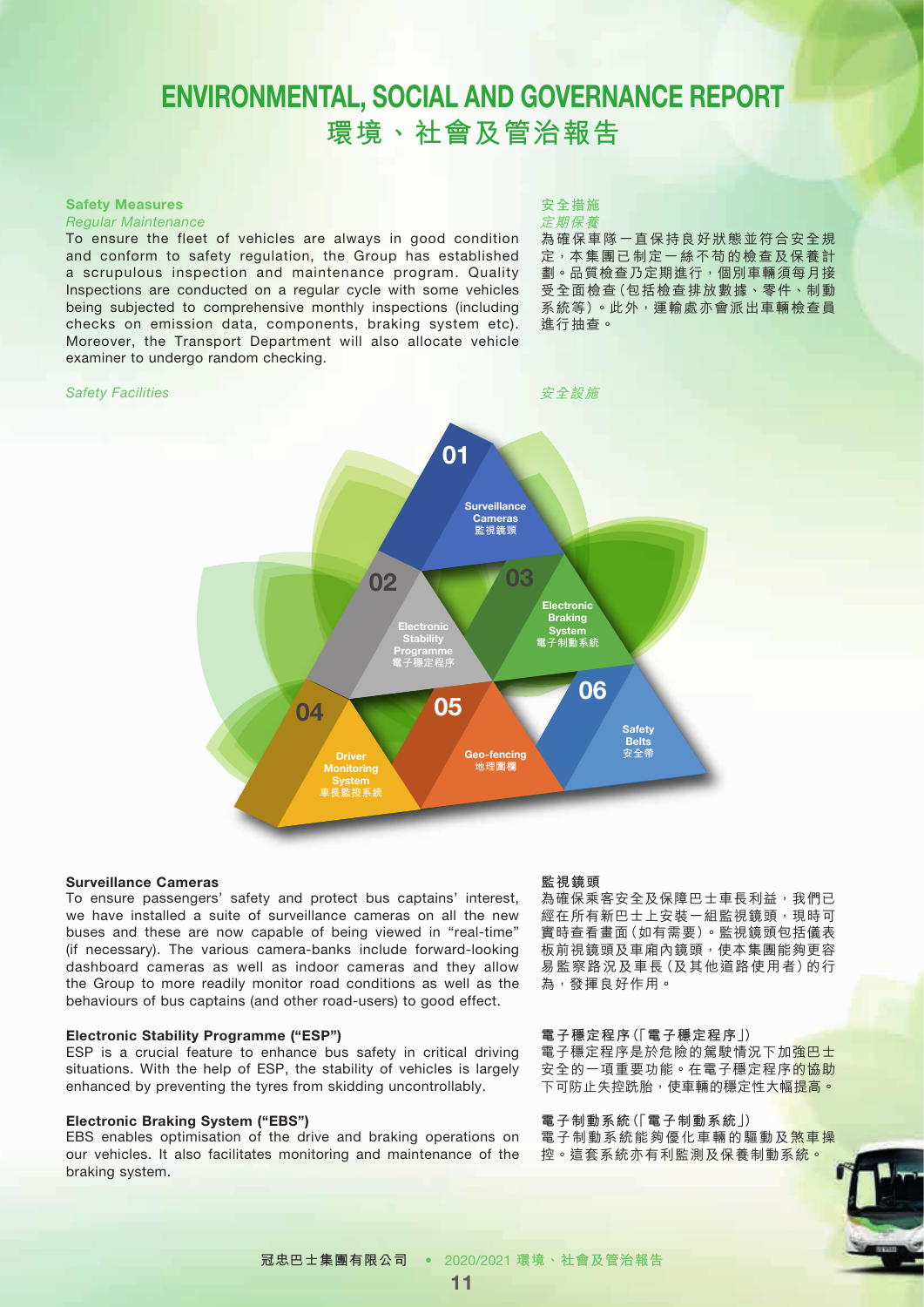# ENVIRONMENTAL, SOCIAL AND GOVERNANCE REPORT
# 環境、社會及管治報告

### Safety Measures

*Regular Maintenance*

To ensure the fleet of vehicles are always in good condition and conform to safety regulation, the Group has established a scrupulous inspection and maintenance program. Quality Inspections are conducted on a regular cycle with some vehicles being subjected to comprehensive monthly inspections (including checks on emission data, components, braking system etc). Moreover, the Transport Department will also allocate vehicle examiner to undergo random checking.

### 安全措施

*定期保養*

為確保車隊一直保持良好狀態並符合安全規定，本集團已制定一絲不苟的檢查及保養計劃。品質檢查乃定期進行，個別車輛須每月接受全面檢查（包括檢查排放數據、零件、制動系統等）。此外，運輸處亦會派出車輛檢查員進行抽查。

*Safety Facilities*

*安全設施*

- 01 Surveillance Cameras 監視鏡頭
- 02 Electronic Stability Programme 電子穩定程序
- 03 Electronic Braking System 電子制動系統
- 04 Driver Monitoring System 車長監控系統
- 05 Geo-fencing 地理圍欄
- 06 Safety Belts 安全帶

**Surveillance Cameras**

To ensure passengers' safety and protect bus captains' interest, we have installed a suite of surveillance cameras on all the new buses and these are now capable of being viewed in "real-time" (if necessary). The various camera-banks include forward-looking dashboard cameras as well as indoor cameras and they allow the Group to more readily monitor road conditions as well as the behaviours of bus captains (and other road-users) to good effect.

**監視鏡頭**

為確保乘客安全及保障巴士車長利益，我們已經在所有新巴士上安裝一組監視鏡頭，現時可實時查看畫面（如有需要）。監視鏡頭包括儀表板前視鏡頭及車廂內鏡頭，使本集團能夠更容易監察路況及車長（及其他道路使用者）的行為，發揮良好作用。

**Electronic Stability Programme ("ESP")**

ESP is a crucial feature to enhance bus safety in critical driving situations. With the help of ESP, the stability of vehicles is largely enhanced by preventing the tyres from skidding uncontrollably.

**電子穩定程序（「電子穩定程序」）**

電子穩定程序是於危險的駕駛情況下加強巴士安全的一項重要功能。在電子穩定程序的協助下可防止失控跣胎，使車輛的穩定性大幅提高。

**Electronic Braking System ("EBS")**

EBS enables optimisation of the drive and braking operations on our vehicles. It also facilitates monitoring and maintenance of the braking system.

**電子制動系統（「電子制動系統」）**

電子制動系統能夠優化車輛的驅動及煞車操控。這套系統亦有利監測及保養制動系統。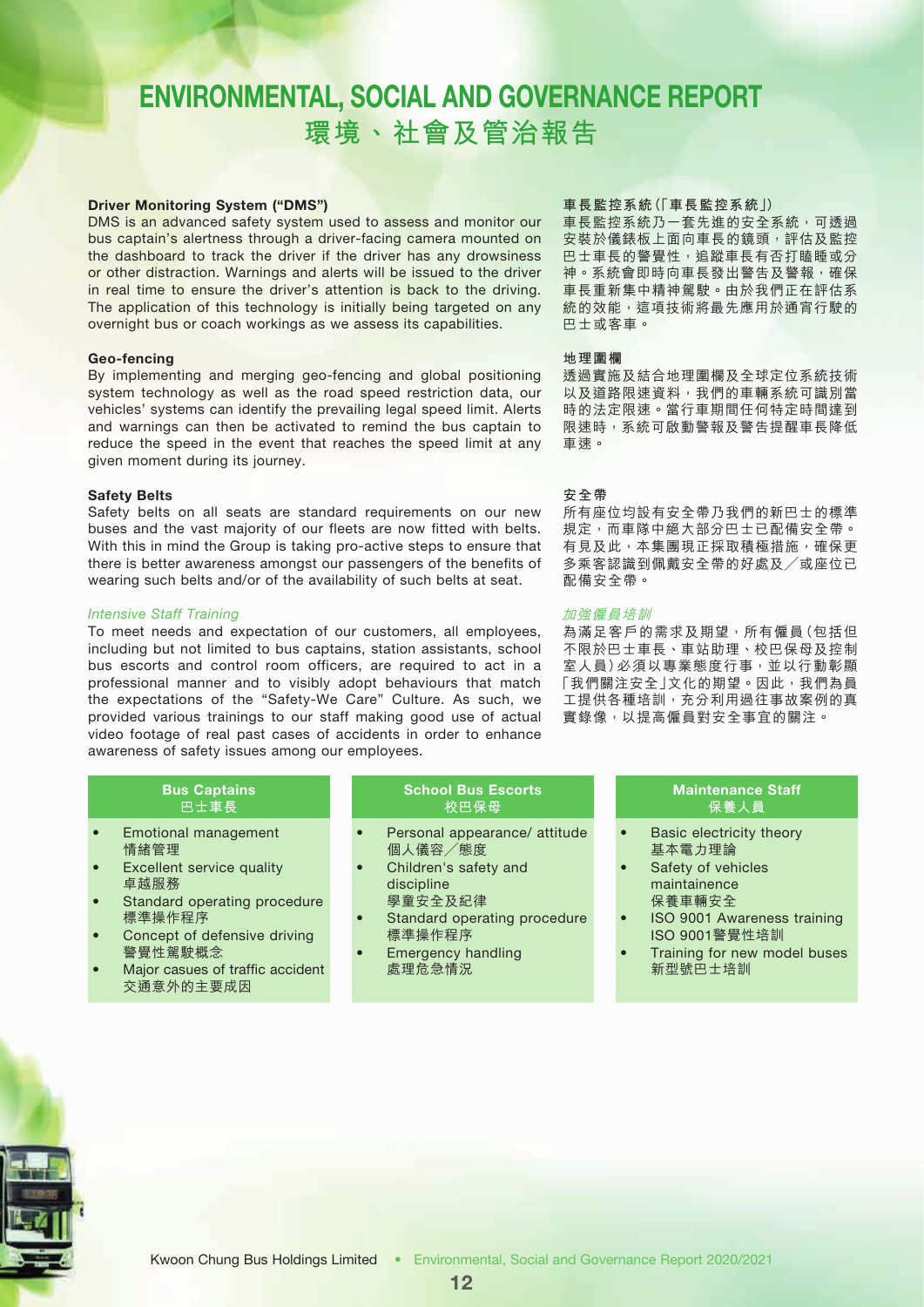# ENVIRONMENTAL, SOCIAL AND GOVERNANCE REPORT
# 環境、社會及管治報告

**Driver Monitoring System ("DMS")**

DMS is an advanced safety system used to assess and monitor our bus captain's alertness through a driver-facing camera mounted on the dashboard to track the driver if the driver has any drowsiness or other distraction. Warnings and alerts will be issued to the driver in real time to ensure the driver's attention is back to the driving. The application of this technology is initially being targeted on any overnight bus or coach workings as we assess its capabilities.

**車長監控系統(「車長監控系統」)**

車長監控系統乃一套先進的安全系統，可透過安裝於儀錶板上面向車長的鏡頭，評估及監控巴士車長的警覺性，追蹤車長有否打瞌睡或分神。系統會即時向車長發出警告及警報，確保車長重新集中精神駕駛。由於我們正在評估系統的效能，這項技術將最先應用於通宵行駛的巴士或客車。

**Geo-fencing**

By implementing and merging geo-fencing and global positioning system technology as well as the road speed restriction data, our vehicles' systems can identify the prevailing legal speed limit. Alerts and warnings can then be activated to remind the bus captain to reduce the speed in the event that reaches the speed limit at any given moment during its journey.

**地理圍欄**

透過實施及結合地理圍欄及全球定位系統技術以及道路限速資料，我們的車輛系統可識別當時的法定限速。當行車期間任何特定時間達到限速時，系統可啟動警報及警告提醒車長降低車速。

**Safety Belts**

Safety belts on all seats are standard requirements on our new buses and the vast majority of our fleets are now fitted with belts. With this in mind the Group is taking pro-active steps to ensure that there is better awareness amongst our passengers of the benefits of wearing such belts and/or of the availability of such belts at seat.

**安全帶**

所有座位均設有安全帶乃我們的新巴士的標準規定，而車隊中絕大部分巴士已配備安全帶。有見及此，本集團現正採取積極措施，確保更多乘客認識到佩戴安全帶的好處及╱或座位已配備安全帶。

*Intensive Staff Training*

To meet needs and expectation of our customers, all employees, including but not limited to bus captains, station assistants, school bus escorts and control room officers, are required to act in a professional manner and to visibly adopt behaviours that match the expectations of the "Safety-We Care" Culture. As such, we provided various trainings to our staff making good use of actual video footage of real past cases of accidents in order to enhance awareness of safety issues among our employees.

*加強僱員培訓*

為滿足客戶的需求及期望，所有僱員(包括但不限於巴士車長、車站助理、校巴保母及控制室人員)必須以專業態度行事，並以行動彰顯「我們關注安全」文化的期望。因此，我們為員工提供各種培訓，充分利用過往事故案例的真實錄像，以提高僱員對安全事宜的關注。

| Bus Captains 巴士車長 | School Bus Escorts 校巴保母 | Maintenance Staff 保養人員 |
|---|---|---|
| • Emotional management 情緒管理<br>• Excellent service quality 卓越服務<br>• Standard operating procedure 標準操作程序<br>• Concept of defensive driving 警覺性駕駛概念<br>• Major caues of traffic accident 交通意外的主要成因 | • Personal appearance/ attitude 個人儀容╱態度<br>• Children's safety and discipline 學童安全及紀律<br>• Standard operating procedure 標準操作程序<br>• Emergency handling 處理危急情況 | • Basic electricity theory 基本電力理論<br>• Safety of vehicles maintainence 保養車輛安全<br>• ISO 9001 Awareness training ISO 9001警覺性培訓<br>• Training for new model buses 新型號巴士培訓 |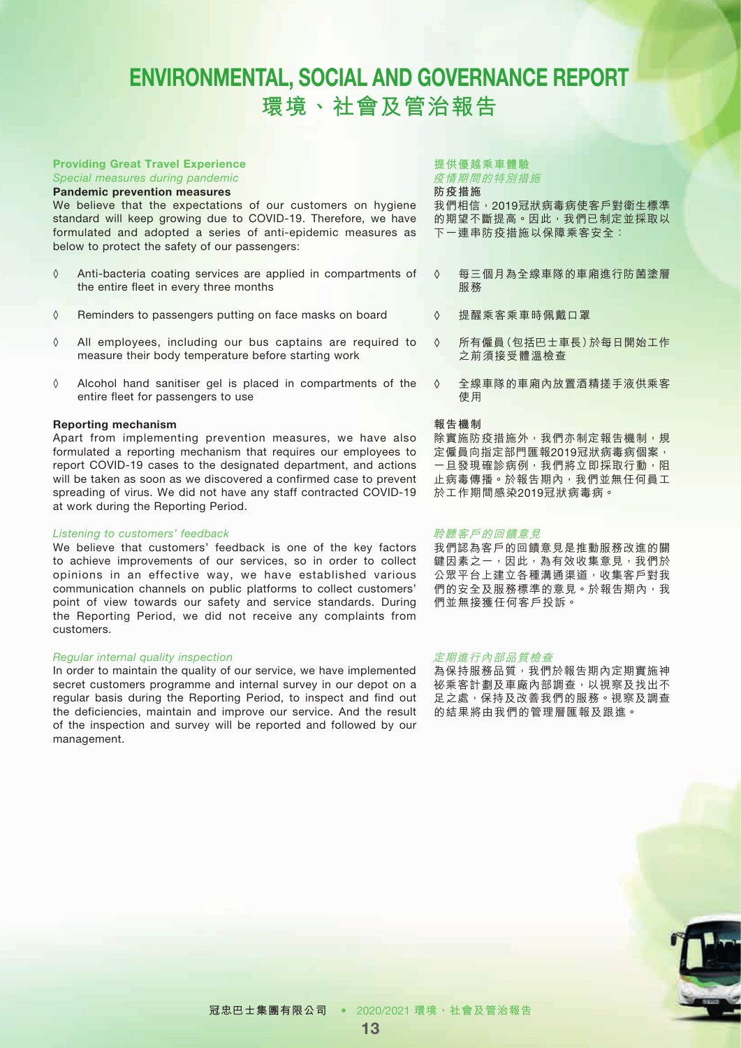## Providing Great Travel Experience

### *Special measures during pandemic*

**Pandemic prevention measures**

We believe that the expectations of our customers on hygiene standard will keep growing due to COVID-19. Therefore, we have formulated and adopted a series of anti-epidemic measures as below to protect the safety of our passengers:

◊ Anti-bacteria coating services are applied in compartments of the entire fleet in every three months

◊ Reminders to passengers putting on face masks on board

◊ All employees, including our bus captains are required to measure their body temperature before starting work

◊ Alcohol hand sanitiser gel is placed in compartments of the entire fleet for passengers to use

**Reporting mechanism**

Apart from implementing prevention measures, we have also formulated a reporting mechanism that requires our employees to report COVID-19 cases to the designated department, and actions will be taken as soon as we discovered a confirmed case to prevent spreading of virus. We did not have any staff contracted COVID-19 at work during the Reporting Period.

### *Listening to customers' feedback*

We believe that customers' feedback is one of the key factors to achieve improvements of our services, so in order to collect opinions in an effective way, we have established various communication channels on public platforms to collect customers' point of view towards our safety and service standards. During the Reporting Period, we did not receive any complaints from customers.

### *Regular internal quality inspection*

In order to maintain the quality of our service, we have implemented secret customers programme and internal survey in our depot on a regular basis during the Reporting Period, to inspect and find out the deficiencies, maintain and improve our service. And the result of the inspection and survey will be reported and followed by our management.

## 提供優越乘車體驗

### *疫情期間的特別措施*

**防疫措施**

我們相信，2019冠狀病毒病使客戶對衛生標準的期望不斷提高。因此，我們已制定並採取以下一連串防疫措施以保障乘客安全：

◊ 每三個月為全線車隊的車廂進行防菌塗層服務

◊ 提醒乘客乘車時佩戴口罩

◊ 所有僱員（包括巴士車長）於每日開始工作之前須接受體溫檢查

◊ 全線車隊的車廂內放置酒精搓手液供乘客使用

**報告機制**

除實施防疫措施外，我們亦制定報告機制，規定僱員向指定部門匯報2019冠狀病毒病個案，一旦發現確診病例，我們將立即採取行動，阻止病毒傳播。於報告期內，我們並無任何員工於工作期間感染2019冠狀病毒病。

### *聆聽客戶的回饋意見*

我們認為客戶的回饋意見是推動服務改進的關鍵因素之一，因此，為有效收集意見，我們於公眾平台上建立各種溝通渠道，收集客戶對我們的安全及服務標準的意見。於報告期內，我們並無接獲任何客戶投訴。

### *定期進行內部品質檢查*

為保持服務品質，我們於報告期內定期實施神祕乘客計劃及車廠內部調查，以視察及找出不足之處，保持及改善我們的服務。視察及調查的結果將由我們的管理層匯報及跟進。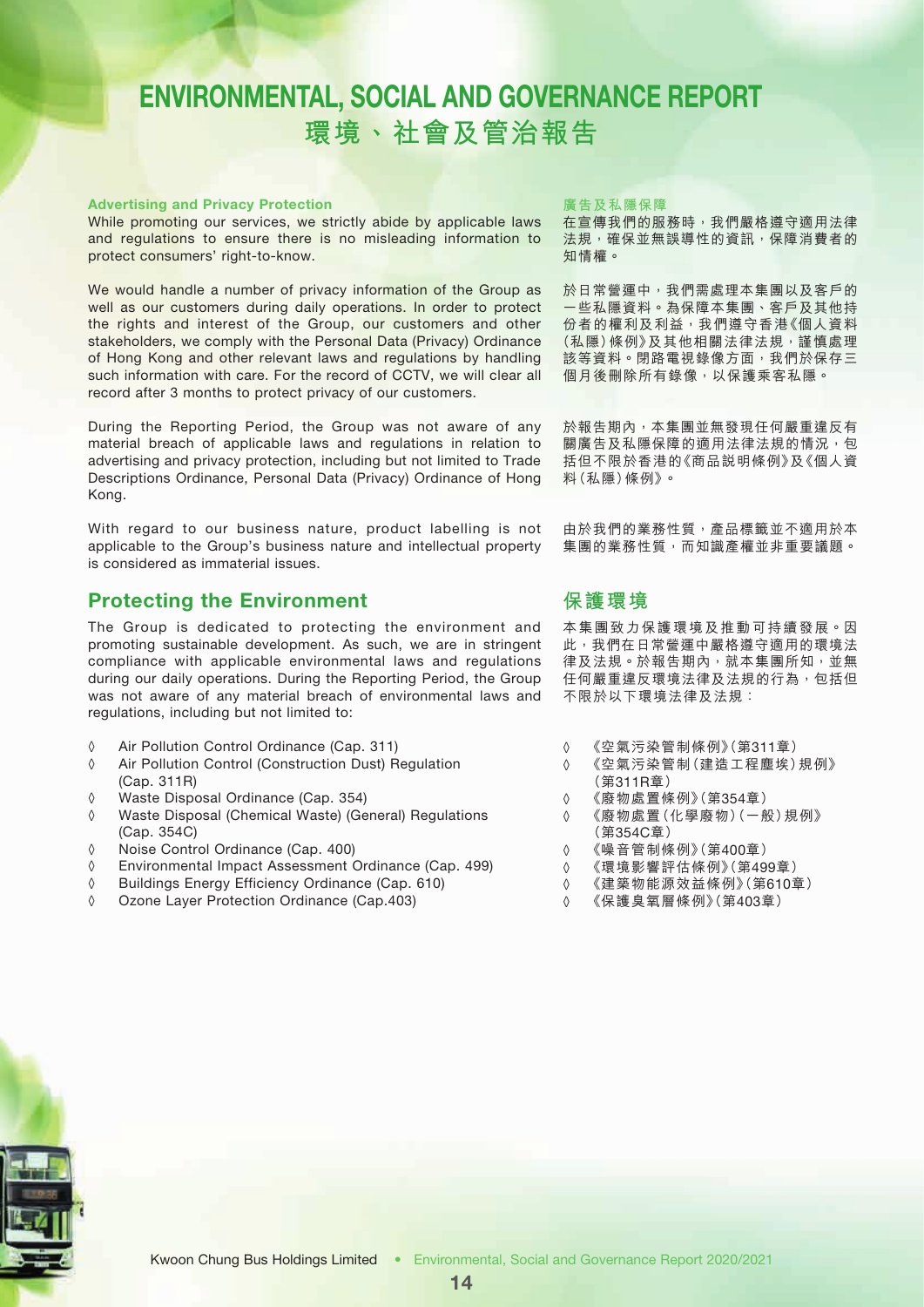### Advertising and Privacy Protection

While promoting our services, we strictly abide by applicable laws and regulations to ensure there is no misleading information to protect consumers' right-to-know.

We would handle a number of privacy information of the Group as well as our customers during daily operations. In order to protect the rights and interest of the Group, our customers and other stakeholders, we comply with the Personal Data (Privacy) Ordinance of Hong Kong and other relevant laws and regulations by handling such information with care. For the record of CCTV, we will clear all record after 3 months to protect privacy of our customers.

During the Reporting Period, the Group was not aware of any material breach of applicable laws and regulations in relation to advertising and privacy protection, including but not limited to Trade Descriptions Ordinance, Personal Data (Privacy) Ordinance of Hong Kong.

With regard to our business nature, product labelling is not applicable to the Group's business nature and intellectual property is considered as immaterial issues.

### 廣告及私隱保障

在宣傳我們的服務時，我們嚴格遵守適用法律法規，確保並無誤導性的資訊，保障消費者的知情權。

於日常營運中，我們需處理本集團以及客戶的一些私隱資料。為保障本集團、客戶及其他持份者的權利及利益，我們遵守香港《個人資料(私隱)條例》及其他相關法律法規，謹慎處理該等資料。閉路電視錄像方面，我們於保存三個月後刪除所有錄像，以保護乘客私隱。

於報告期內，本集團並無發現任何嚴重違反有關廣告及私隱保障的適用法律法規的情況，包括但不限於香港的《商品說明條例》及《個人資料(私隱)條例》。

由於我們的業務性質，產品標籤並不適用於本集團的業務性質，而知識產權並非重要議題。

## Protecting the Environment

The Group is dedicated to protecting the environment and promoting sustainable development. As such, we are in stringent compliance with applicable environmental laws and regulations during our daily operations. During the Reporting Period, the Group was not aware of any material breach of environmental laws and regulations, including but not limited to:

- Air Pollution Control Ordinance (Cap. 311)
- Air Pollution Control (Construction Dust) Regulation (Cap. 311R)
- Waste Disposal Ordinance (Cap. 354)
- Waste Disposal (Chemical Waste) (General) Regulations (Cap. 354C)
- Noise Control Ordinance (Cap. 400)
- Environmental Impact Assessment Ordinance (Cap. 499)
- Buildings Energy Efficiency Ordinance (Cap. 610)
- Ozone Layer Protection Ordinance (Cap.403)

## 保護環境

本集團致力保護環境及推動可持續發展。因此，我們在日常營運中嚴格遵守適用的環境法律及法規。於報告期內，就本集團所知，並無任何嚴重違反環境法律及法規的行為，包括但不限於以下環境法律及法規：

- 《空氣污染管制條例》(第311章)
- 《空氣污染管制(建造工程塵埃)規例》(第311R章)
- 《廢物處置條例》(第354章)
- 《廢物處置(化學廢物)(一般)規例》(第354C章)
- 《噪音管制條例》(第400章)
- 《環境影響評估條例》(第499章)
- 《建築物能源效益條例》(第610章)
- 《保護臭氧層條例》(第403章)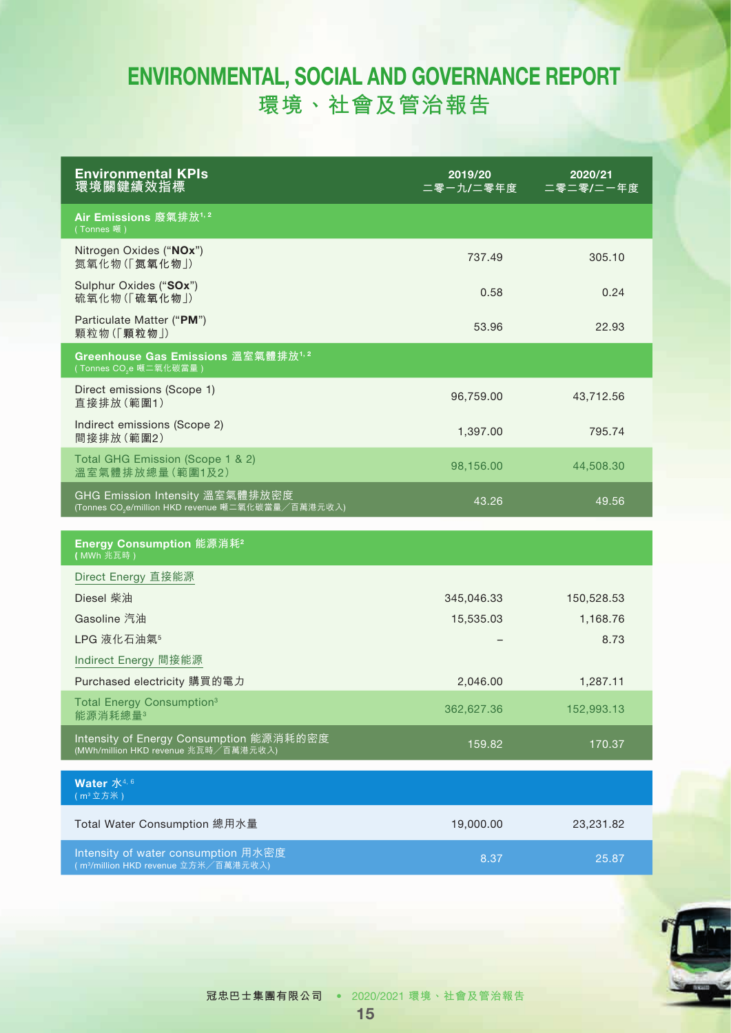# ENVIRONMENTAL, SOCIAL AND GOVERNANCE REPORT
# 環境、社會及管治報告

| Environmental KPIs 環境關鍵績效指標 | 2019/20 二零一九/二零年度 | 2020/21 二零二零/二一年度 |
|---|---|---|
| **Air Emissions 廢氣排放[1, 2]** (Tonnes 噸) | | |
| Nitrogen Oxides ("**NOx**") 氮氧化物(「氮氧化物」) | 737.49 | 305.10 |
| Sulphur Oxides ("**SOx**") 硫氧化物(「硫氧化物」) | 0.58 | 0.24 |
| Particulate Matter ("**PM**") 顆粒物(「顆粒物」) | 53.96 | 22.93 |
| **Greenhouse Gas Emissions 溫室氣體排放[1, 2]** (Tonnes $CO_2e$ 噸二氧化碳當量) | | |
| Direct emissions (Scope 1) 直接排放(範圍1) | 96,759.00 | 43,712.56 |
| Indirect emissions (Scope 2) 間接排放(範圍2) | 1,397.00 | 795.74 |
| Total GHG Emission (Scope 1 & 2) 溫室氣體排放總量(範圍1及2) | 98,156.00 | 44,508.30 |
| GHG Emission Intensity 溫室氣體排放密度 (Tonnes $CO_2e$/million HKD revenue 噸二氧化碳當量/百萬港元收入) | 43.26 | 49.56 |
| **Energy Consumption 能源消耗[2]** (MWh 兆瓦時) | | |
| Direct Energy 直接能源 | | |
| Diesel 柴油 | 345,046.33 | 150,528.53 |
| Gasoline 汽油 | 15,535.03 | 1,168.76 |
| LPG 液化石油氣[5] | – | 8.73 |
| Indirect Energy 間接能源 | | |
| Purchased electricity 購買的電力 | 2,046.00 | 1,287.11 |
| Total Energy Consumption[3] 能源消耗總量[3] | 362,627.36 | 152,993.13 |
| Intensity of Energy Consumption 能源消耗的密度 (MWh/million HKD revenue 兆瓦時/百萬港元收入) | 159.82 | 170.37 |
| **Water 水[4, 6]** ($m^3$ 立方米) | | |
| Total Water Consumption 總用水量 | 19,000.00 | 23,231.82 |
| Intensity of water consumption 用水密度 ($m^3$/million HKD revenue 立方米/百萬港元收入) | 8.37 | 25.87 |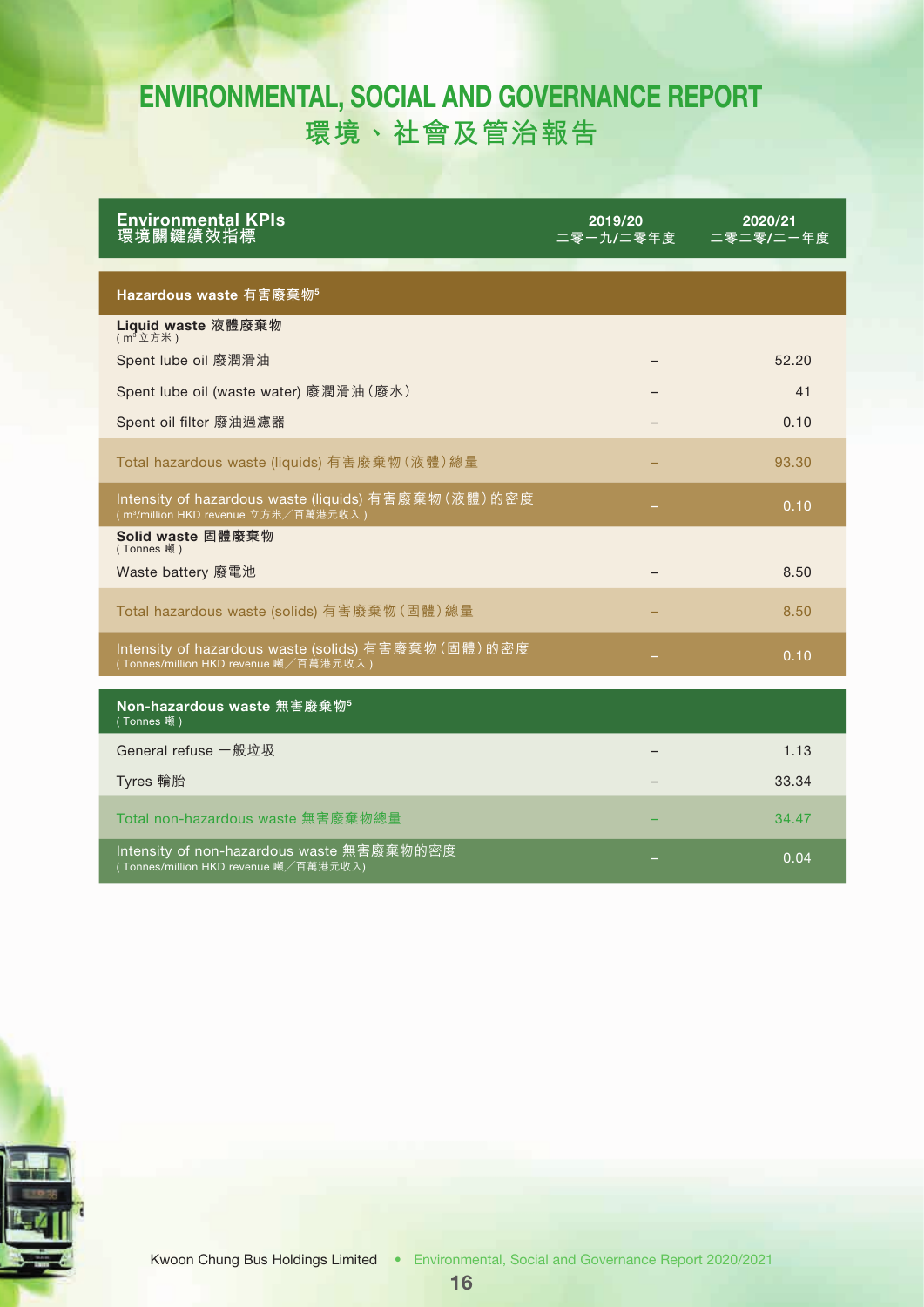# ENVIRONMENTAL, SOCIAL AND GOVERNANCE REPORT
# 環境、社會及管治報告

| Environmental KPIs 環境關鍵績效指標 | 2019/20 二零一九/二零年度 | 2020/21 二零二零/二一年度 |
|---|---|---|
| **Hazardous waste 有害廢棄物**[5] | | |
| **Liquid waste 液體廢棄物** ($m^3$ 立方米) | | |
| Spent lube oil 廢潤滑油 | – | 52.20 |
| Spent lube oil (waste water) 廢潤滑油（廢水） | – | 41 |
| Spent oil filter 廢油過濾器 | – | 0.10 |
| Total hazardous waste (liquids) 有害廢棄物（液體）總量 | – | 93.30 |
| Intensity of hazardous waste (liquids) 有害廢棄物（液體）的密度 ($m^3$/million HKD revenue 立方米／百萬港元收入) | – | 0.10 |
| **Solid waste 固體廢棄物** (Tonnes 噸) | | |
| Waste battery 廢電池 | – | 8.50 |
| Total hazardous waste (solids) 有害廢棄物（固體）總量 | – | 8.50 |
| Intensity of hazardous waste (solids) 有害廢棄物（固體）的密度 (Tonnes/million HKD revenue 噸／百萬港元收入) | – | 0.10 |
| **Non-hazardous waste 無害廢棄物**[5] (Tonnes 噸) | | |
| General refuse 一般垃圾 | – | 1.13 |
| Tyres 輪胎 | – | 33.34 |
| Total non-hazardous waste 無害廢棄物總量 | – | 34.47 |
| Intensity of non-hazardous waste 無害廢棄物的密度 (Tonnes/million HKD revenue 噸／百萬港元收入) | – | 0.04 |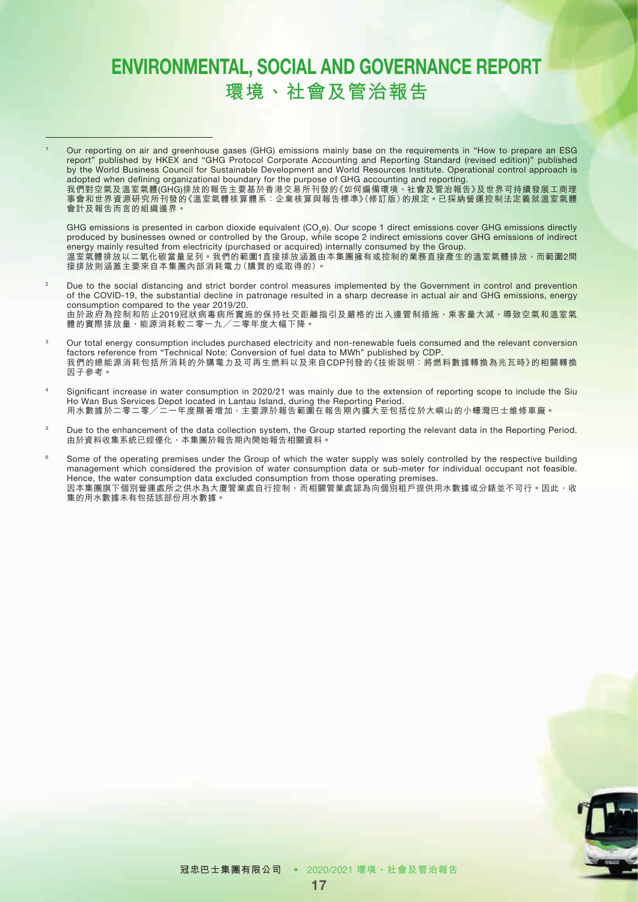1. Our reporting on air and greenhouse gases (GHG) emissions mainly base on the requirements in "How to prepare an ESG report" published by HKEX and "GHG Protocol Corporate Accounting and Reporting Standard (revised edition)" published by the World Business Council for Sustainable Development and World Resources Institute. Operational control approach is adopted when defining organizational boundary for the purpose of GHG accounting and reporting.
我們對空氣及溫室氣體(GHG)排放的報告主要基於香港交易所刊發的《如何編備環境、社會及管治報告》及世界可持續發展工商理事會和世界資源研究所刊發的《溫室氣體核算體系：企業核算與報告標準》(修訂版)的規定。已採納營運控制法定義就溫室氣體會計及報告而言的組織邊界。

   GHG emissions is presented in carbon dioxide equivalent ($CO_2e$). Our scope 1 direct emissions cover GHG emissions directly produced by businesses owned or controlled by the Group, while scope 2 indirect emissions cover GHG emissions of indirect energy mainly resulted from electricity (purchased or acquired) internally consumed by the Group.
溫室氣體排放以二氧化碳當量呈列。我們的範圍1直接排放涵蓋由本集團擁有或控制的業務直接產生的溫室氣體排放，而範圍2間接排放則涵蓋主要來自本集團內部消耗電力(購買的或取得的)。

2. Due to the social distancing and strict border control measures implemented by the Government in control and prevention of the COVID-19, the substantial decline in patronage resulted in a sharp decrease in actual air and GHG emissions, energy consumption compared to the year 2019/20.
由於政府為控制和防止2019冠狀病毒病所實施的保持社交距離指引及嚴格的出入邊管制措施，乘客量大減，導致空氣和溫室氣體的實際排放量、能源消耗較二零一九／二零年度大幅下降。

3. Our total energy consumption includes purchased electricity and non-renewable fuels consumed and the relevant conversion factors reference from "Technical Note: Conversion of fuel data to MWh" published by CDP.
我們的總能源消耗包括所消耗的外購電力及可再生燃料以及來自CDP刊發的《技術說明：將燃料數據轉換為兆瓦時》的相關轉換因子參考。

4. Significant increase in water consumption in 2020/21 was mainly due to the extension of reporting scope to include the Siu Ho Wan Bus Services Depot located in Lantau Island, during the Reporting Period.
用水數據於二零二零／二一年度顯著增加，主要源於報告範圍在報告期內擴大至包括位於大嶼山的小蠔灣巴士維修車廠。

5. Due to the enhancement of the data collection system, the Group started reporting the relevant data in the Reporting Period.
由於資料收集系統已經優化，本集團於報告期內開始報告相關資料。

6. Some of the operating premises under the Group of which the water supply was solely controlled by the respective building management which considered the provision of water consumption data or sub-meter for individual occupant not feasible. Hence, the water consumption data excluded consumption from those operating premises.
因本集團旗下個別營運處所之供水為大廈管業處自行控制，而相關管業處認為向個別租戶提供用水數據或分錶並不可行。因此，收集的用水數據未有包括該部份用水數據。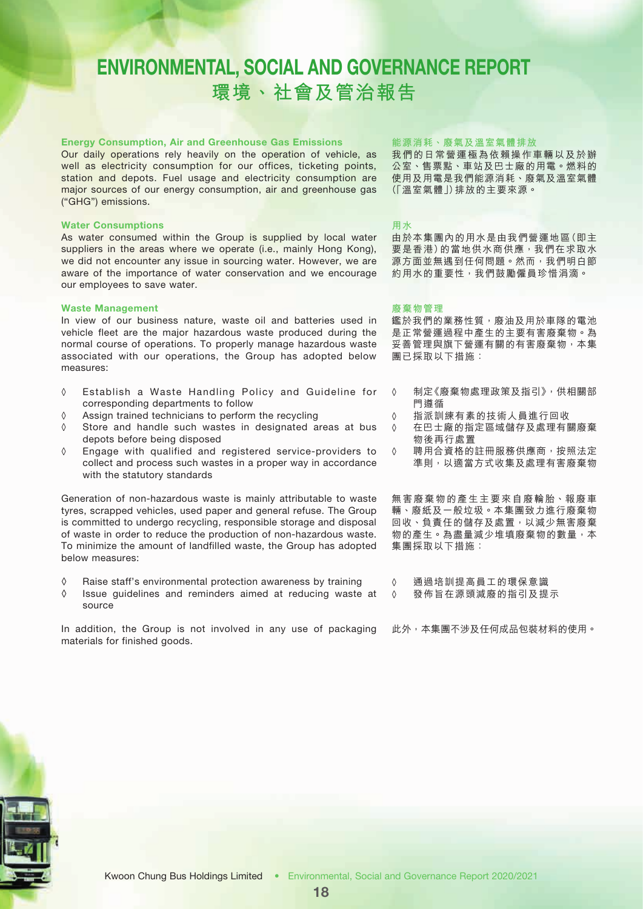# ENVIRONMENTAL, SOCIAL AND GOVERNANCE REPORT
# 環境、社會及管治報告

### Energy Consumption, Air and Greenhouse Gas Emissions

Our daily operations rely heavily on the operation of vehicle, as well as electricity consumption for our offices, ticketing points, station and depots. Fuel usage and electricity consumption are major sources of our energy consumption, air and greenhouse gas ("GHG") emissions.

### Water Consumptions

As water consumed within the Group is supplied by local water suppliers in the areas where we operate (i.e., mainly Hong Kong), we did not encounter any issue in sourcing water. However, we are aware of the importance of water conservation and we encourage our employees to save water.

### Waste Management

In view of our business nature, waste oil and batteries used in vehicle fleet are the major hazardous waste produced during the normal course of operations. To properly manage hazardous waste associated with our operations, the Group has adopted below measures:

- ◊ Establish a Waste Handling Policy and Guideline for corresponding departments to follow
- ◊ Assign trained technicians to perform the recycling
- ◊ Store and handle such wastes in designated areas at bus depots before being disposed
- ◊ Engage with qualified and registered service-providers to collect and process such wastes in a proper way in accordance with the statutory standards

Generation of non-hazardous waste is mainly attributable to waste tyres, scrapped vehicles, used paper and general refuse. The Group is committed to undergo recycling, responsible storage and disposal of waste in order to reduce the production of non-hazardous waste. To minimize the amount of landfilled waste, the Group has adopted below measures:

- ◊ Raise staff's environmental protection awareness by training
- ◊ Issue guidelines and reminders aimed at reducing waste at source

In addition, the Group is not involved in any use of packaging materials for finished goods.

### 能源消耗、廢氣及溫室氣體排放

我們的日常營運極為依賴操作車輛以及於辦公室、售票點、車站及巴士廠的用電。燃料的使用及用電是我們能源消耗、廢氣及溫室氣體(「溫室氣體」)排放的主要來源。

### 用水

由於本集團內的用水是由我們營運地區(即主要是香港)的當地供水商供應，我們在求取水源方面並無遇到任何問題。然而，我們明白節約用水的重要性，我們鼓勵僱員珍惜涓滴。

### 廢棄物管理

鑑於我們的業務性質，廢油及用於車隊的電池是正常營運過程中產生的主要有害廢棄物。為妥善管理與旗下營運有關的有害廢棄物，本集團已採取以下措施：

- ◊ 制定《廢棄物處理政策及指引》，供相關部門遵循
- ◊ 指派訓練有素的技術人員進行回收
- ◊ 在巴士廠的指定區域儲存及處理有關廢棄物後再行處置
- ◊ 聘用合資格的註冊服務供應商，按照法定準則，以適當方式收集及處理有害廢棄物

無害廢棄物的產生主要來自廢輪胎、報廢車輛、廢紙及一般垃圾。本集團致力進行廢棄物回收、負責任的儲存及處置，以減少無害廢棄物的產生。為盡量減少堆填廢棄物的數量，本集團採取以下措施：

- ◊ 通過培訓提高員工的環保意識
- ◊ 發佈旨在源頭減廢的指引及提示

此外，本集團不涉及任何成品包裝材料的使用。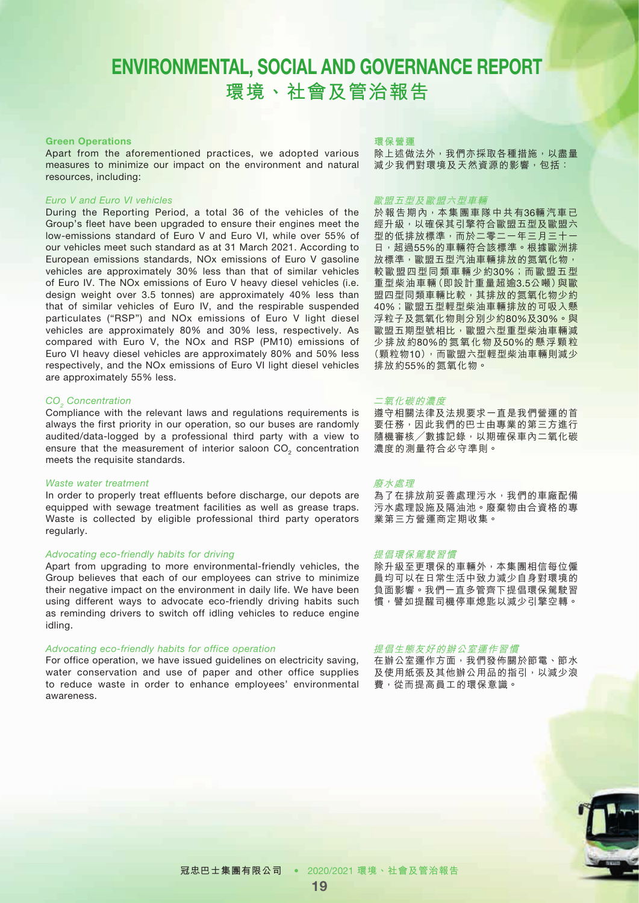# ENVIRONMENTAL, SOCIAL AND GOVERNANCE REPORT
# 環境、社會及管治報告

**Green Operations**

Apart from the aforementioned practices, we adopted various measures to minimize our impact on the environment and natural resources, including:

*Euro V and Euro VI vehicles*

During the Reporting Period, a total 36 of the vehicles of the Group's fleet have been upgraded to ensure their engines meet the low-emissions standard of Euro V and Euro VI, while over 55% of our vehicles meet such standard as at 31 March 2021. According to European emissions standards, NOx emissions of Euro V gasoline vehicles are approximately 30% less than that of similar vehicles of Euro IV. The NOx emissions of Euro V heavy diesel vehicles (i.e. design weight over 3.5 tonnes) are approximately 40% less than that of similar vehicles of Euro IV, and the respirable suspended particulates ("RSP") and NOx emissions of Euro V light diesel vehicles are approximately 80% and 30% less, respectively. As compared with Euro V, the NOx and RSP (PM10) emissions of Euro VI heavy diesel vehicles are approximately 80% and 50% less respectively, and the NOx emissions of Euro VI light diesel vehicles are approximately 55% less.

*$CO_2$ Concentration*

Compliance with the relevant laws and regulations requirements is always the first priority in our operation, so our buses are randomly audited/data-logged by a professional third party with a view to ensure that the measurement of interior saloon $CO_2$ concentration meets the requisite standards.

*Waste water treatment*

In order to properly treat effluents before discharge, our depots are equipped with sewage treatment facilities as well as grease traps. Waste is collected by eligible professional third party operators regularly.

*Advocating eco-friendly habits for driving*

Apart from upgrading to more environmental-friendly vehicles, the Group believes that each of our employees can strive to minimize their negative impact on the environment in daily life. We have been using different ways to advocate eco-friendly driving habits such as reminding drivers to switch off idling vehicles to reduce engine idling.

*Advocating eco-friendly habits for office operation*

For office operation, we have issued guidelines on electricity saving, water conservation and use of paper and other office supplies to reduce waste in order to enhance employees' environmental awareness.

**環保營運**

除上述做法外，我們亦採取各種措施，以盡量減少我們對環境及天然資源的影響，包括：

*歐盟五型及歐盟六型車輛*

於報告期內，本集團車隊中共有36輛汽車已經升級，以確保其引擎符合歐盟五型及歐盟六型的低排放標準，而於二零二一年三月三十一日，超過55%的車輛符合該標準。根據歐洲排放標準，歐盟五型汽油車輛排放的氮氧化物，較歐盟四型同類車輛少約30%；而歐盟五型重型柴油車輛(即設計重量超逾3.5公噸)與歐盟四型同類車輛比較，其排放的氮氧化物少約40%；歐盟五型輕型柴油車輛排放的可吸入懸浮粒子及氮氧化物則分別少約80%及30%。與歐盟五期型號相比，歐盟六型重型柴油車輛減少排放約80%的氮氧化物及50%的懸浮顆粒(顆粒物10)，而歐盟六型輕型柴油車輛則減少排放約55%的氮氧化物。

*二氧化碳的濃度*

遵守相關法律及法規要求一直是我們營運的首要任務，因此我們的巴士由專業的第三方進行隨機審核／數據記錄，以期確保車內二氧化碳濃度的測量符合必守準則。

*廢水處理*

為了在排放前妥善處理污水，我們的車廠配備污水處理設施及隔油池。廢棄物由合資格的專業第三方營運商定期收集。

*提倡環保駕駛習慣*

除升級至更環保的車輛外，本集團相信每位僱員均可以在日常生活中致力減少自身對環境的負面影響。我們一直多管齊下提倡環保駕駛習慣，譬如提醒司機停車熄匙以減少引擎空轉。

*提倡生態友好的辦公室運作習慣*

在辦公室運作方面，我們發佈關於節電、節水及使用紙張及其他辦公用品的指引，以減少浪費，從而提高員工的環保意識。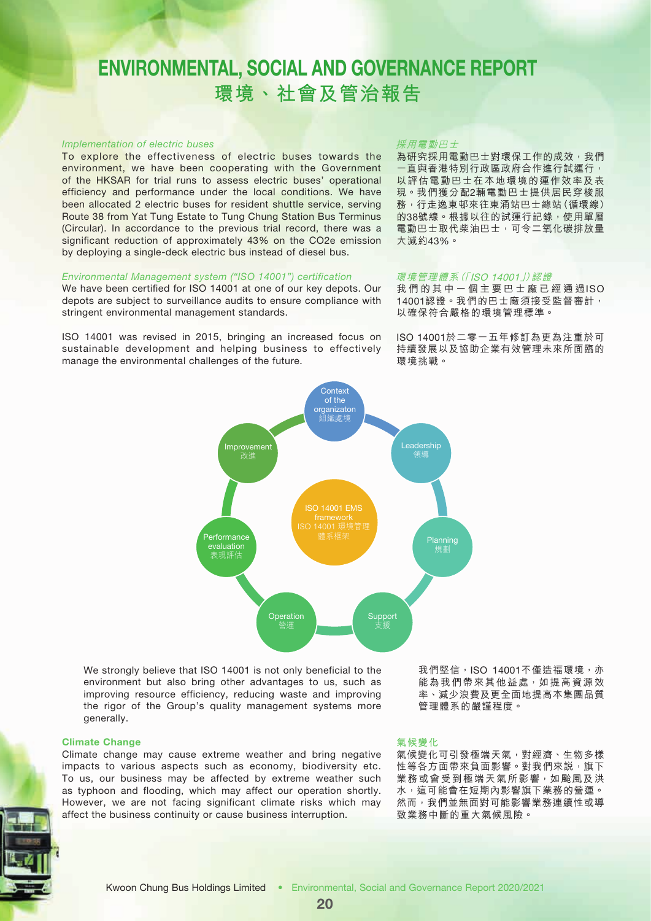# ENVIRONMENTAL, SOCIAL AND GOVERNANCE REPORT
# 環境、社會及管治報告

*Implementation of electric buses*

To explore the effectiveness of electric buses towards the environment, we have been cooperating with the Government of the HKSAR for trial runs to assess electric buses' operational efficiency and performance under the local conditions. We have been allocated 2 electric buses for resident shuttle service, serving Route 38 from Yat Tung Estate to Tung Chung Station Bus Terminus (Circular). In accordance to the previous trial record, there was a significant reduction of approximately 43% on the CO2e emission by deploying a single-deck electric bus instead of diesel bus.

*採用電動巴士*

為研究採用電動巴士對環保工作的成效，我們一直與香港特別行政區政府合作進行試運行，以評估電動巴士在本地環境的運作效率及表現。我們獲分配2輛電動巴士提供居民穿梭服務，行走逸東邨來往東涌站巴士總站（循環線）的38號線。根據以往的試運行記錄，使用單層電動巴士取代柴油巴士，可令二氧化碳排放量大減約43%。

*Environmental Management system ("ISO 14001") certification*

We have been certified for ISO 14001 at one of our key depots. Our depots are subject to surveillance audits to ensure compliance with stringent environmental management standards.

ISO 14001 was revised in 2015, bringing an increased focus on sustainable development and helping business to effectively manage the environmental challenges of the future.

*環境管理體系（「ISO 14001」）認證*

我們的其中一個主要巴士廠已經通過ISO 14001認證。我們的巴士廠須接受監督審計，以確保符合嚴格的環境管理標準。

ISO 14001於二零一五年修訂為更為注重於可持續發展以及協助企業有效管理未來所面臨的環境挑戰。

ISO 14001 EMS framework / ISO 14001 環境管理體系框架: Context of the organizaton 組織處境 → Leadership 領導 → Planning 規劃 → Support 支援 → Operation 營運 → Performance evaluation 表現評估 → Improvement 改進

We strongly believe that ISO 14001 is not only beneficial to the environment but also bring other advantages to us, such as improving resource efficiency, reducing waste and improving the rigor of the Group's quality management systems more generally.

我們堅信，ISO 14001不僅造福環境，亦能為我們帶來其他益處，如提高資源效率、減少浪費及更全面地提高本集團品質管理體系的嚴謹程度。

**Climate Change**

Climate change may cause extreme weather and bring negative impacts to various aspects such as economy, biodiversity etc. To us, our business may be affected by extreme weather such as typhoon and flooding, which may affect our operation shortly. However, we are not facing significant climate risks which may affect the business continuity or cause business interruption.

**氣候變化**

氣候變化可引發極端天氣，對經濟、生物多樣性等各方面帶來負面影響。對我們來說，旗下業務或會受到極端天氣所影響，如颱風及洪水，這可能會在短期內影響旗下業務的營運。然而，我們並無面對可能影響業務連續性或導致業務中斷的重大氣候風險。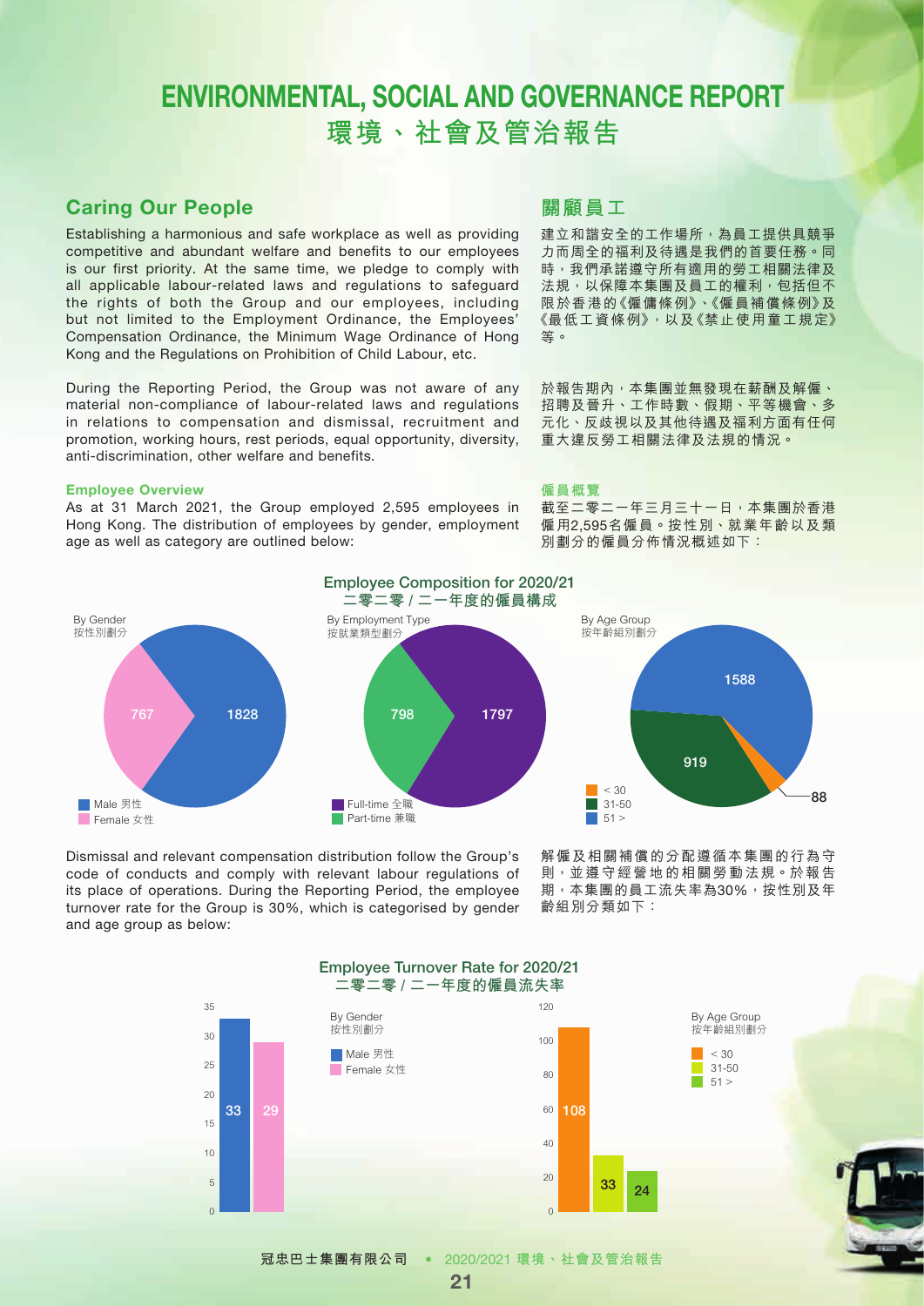# ENVIRONMENTAL, SOCIAL AND GOVERNANCE REPORT
# 環境、社會及管治報告

## Caring Our People

Establishing a harmonious and safe workplace as well as providing competitive and abundant welfare and benefits to our employees is our first priority. At the same time, we pledge to comply with all applicable labour-related laws and regulations to safeguard the rights of both the Group and our employees, including but not limited to the Employment Ordinance, the Employees' Compensation Ordinance, the Minimum Wage Ordinance of Hong Kong and the Regulations on Prohibition of Child Labour, etc.

During the Reporting Period, the Group was not aware of any material non-compliance of labour-related laws and regulations in relations to compensation and dismissal, recruitment and promotion, working hours, rest periods, equal opportunity, diversity, anti-discrimination, other welfare and benefits.

### Employee Overview

As at 31 March 2021, the Group employed 2,595 employees in Hong Kong. The distribution of employees by gender, employment age as well as category are outlined below:

## 關顧員工

建立和諧安全的工作場所，為員工提供具競爭力而周全的福利及待遇是我們的首要任務。同時，我們承諾遵守所有適用的勞工相關法律及法規，以保障本集團及員工的權利，包括但不限於香港的《僱傭條例》、《僱員補償條例》及《最低工資條例》，以及《禁止使用童工規定》等。

於報告期內，本集團並無發現在薪酬及解僱、招聘及晉升、工作時數、假期、平等機會、多元化、反歧視以及其他待遇及福利方面有任何重大違反勞工相關法律及法規的情況。

### 僱員概覽

截至二零二一年三月三十一日，本集團於香港僱用2,595名僱員。按性別、就業年齡以及類別劃分的僱員分佈情況概述如下：

**Employee Composition for 2020/21**
**二零二零／二一年度的僱員構成**

| By Gender 按性別劃分 | |
|---|---|
| Male 男性 | 1828 |
| Female 女性 | 767 |

| By Employment Type 按就業類型劃分 | |
|---|---|
| Full-time 全職 | 1797 |
| Part-time 兼職 | 798 |

| By Age Group 按年齡組別劃分 | |
|---|---|
| < 30 | 88 |
| 31-50 | 919 |
| 51 > | 1588 |

Dismissal and relevant compensation distribution follow the Group's code of conducts and comply with relevant labour regulations of its place of operations. During the Reporting Period, the employee turnover rate for the Group is 30%, which is categorised by gender and age group as below:

解僱及相關補償的分配遵循本集團的行為守則，並遵守經營地的相關勞動法規。於報告期，本集團的員工流失率為30%，按性別及年齡組別分類如下：

**Employee Turnover Rate for 2020/21**
**二零二零／二一年度的僱員流失率**

| By Gender 按性別劃分 | |
|---|---|
| Male 男性 | 33 |
| Female 女性 | 29 |

| By Age Group 按年齡組別劃分 | |
|---|---|
| < 30 | 108 |
| 31-50 | 33 |
| 51 > | 24 |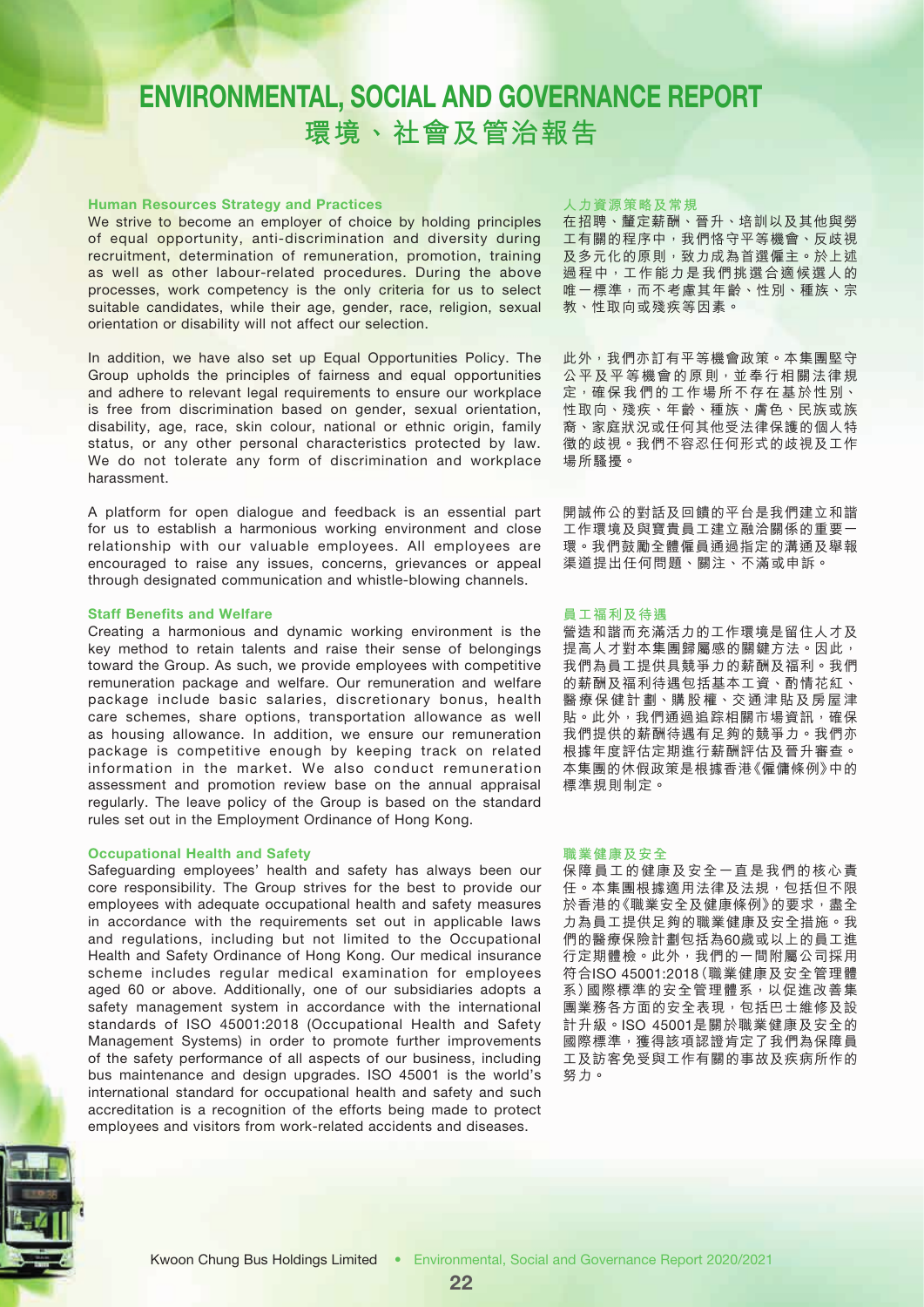# ENVIRONMENTAL, SOCIAL AND GOVERNANCE REPORT
# 環境、社會及管治報告

### Human Resources Strategy and Practices

We strive to become an employer of choice by holding principles of equal opportunity, anti-discrimination and diversity during recruitment, determination of remuneration, promotion, training as well as other labour-related procedures. During the above processes, work competency is the only criteria for us to select suitable candidates, while their age, gender, race, religion, sexual orientation or disability will not affect our selection.

In addition, we have also set up Equal Opportunities Policy. The Group upholds the principles of fairness and equal opportunities and adhere to relevant legal requirements to ensure our workplace is free from discrimination based on gender, sexual orientation, disability, age, race, skin colour, national or ethnic origin, family status, or any other personal characteristics protected by law. We do not tolerate any form of discrimination and workplace harassment.

A platform for open dialogue and feedback is an essential part for us to establish a harmonious working environment and close relationship with our valuable employees. All employees are encouraged to raise any issues, concerns, grievances or appeal through designated communication and whistle-blowing channels.

### Staff Benefits and Welfare

Creating a harmonious and dynamic working environment is the key method to retain talents and raise their sense of belongings toward the Group. As such, we provide employees with competitive remuneration package and welfare. Our remuneration and welfare package include basic salaries, discretionary bonus, health care schemes, share options, transportation allowance as well as housing allowance. In addition, we ensure our remuneration package is competitive enough by keeping track on related information in the market. We also conduct remuneration assessment and promotion review base on the annual appraisal regularly. The leave policy of the Group is based on the standard rules set out in the Employment Ordinance of Hong Kong.

### Occupational Health and Safety

Safeguarding employees' health and safety has always been our core responsibility. The Group strives for the best to provide our employees with adequate occupational health and safety measures in accordance with the requirements set out in applicable laws and regulations, including but not limited to the Occupational Health and Safety Ordinance of Hong Kong. Our medical insurance scheme includes regular medical examination for employees aged 60 or above. Additionally, one of our subsidiaries adopts a safety management system in accordance with the international standards of ISO 45001:2018 (Occupational Health and Safety Management Systems) in order to promote further improvements of the safety performance of all aspects of our business, including bus maintenance and design upgrades. ISO 45001 is the world's international standard for occupational health and safety and such accreditation is a recognition of the efforts being made to protect employees and visitors from work-related accidents and diseases.

### 人力資源策略及常規

在招聘、釐定薪酬、晉升、培訓以及其他與勞工有關的程序中，我們恪守平等機會、反歧視及多元化的原則，致力成為首選僱主。於上述過程中，工作能力是我們挑選合適候選人的唯一標準，而不考慮其年齡、性別、種族、宗教、性取向或殘疾等因素。

此外，我們亦訂有平等機會政策。本集團堅守公平及平等機會的原則，並奉行相關法律規定，確保我們的工作場所不存在基於性別、性取向、殘疾、年齡、種族、膚色、民族或族裔、家庭狀況或任何其他受法律保護的個人特徵的歧視。我們不容忍任何形式的歧視及工作場所騷擾。

開誠佈公的對話及回饋的平台是我們建立和諧工作環境及與寶貴員工建立融洽關係的重要一環。我們鼓勵全體僱員通過指定的溝通及舉報渠道提出任何問題、關注、不滿或申訴。

### 員工福利及待遇

營造和諧而充滿活力的工作環境是留住人才及提高人才對本集團歸屬感的關鍵方法。因此，我們為員工提供具競爭力的薪酬及福利。我們的薪酬及福利待遇包括基本工資、酌情花紅、醫療保健計劃、購股權、交通津貼及房屋津貼。此外，我們通過追踪相關市場資訊，確保我們提供的薪酬待遇有足夠的競爭力。我們亦根據年度評估定期進行薪酬評估及晉升審查。本集團的休假政策是根據香港《僱傭條例》中的標準規則制定。

### 職業健康及安全

保障員工的健康及安全一直是我們的核心責任。本集團根據適用法律及法規，包括但不限於香港的《職業安全及健康條例》的要求，盡全力為員工提供足夠的職業健康及安全措施。我們的醫療保險計劃包括為60歲或以上的員工進行定期體檢。此外，我們的一間附屬公司採用符合ISO 45001:2018（職業健康及安全管理體系）國際標準的安全管理體系，以促進改善集團業務各方面的安全表現，包括巴士維修及設計升級。ISO 45001是關於職業健康及安全的國際標準，獲得該項認證肯定了我們為保障員工及訪客免受與工作有關的事故及疾病所作的努力。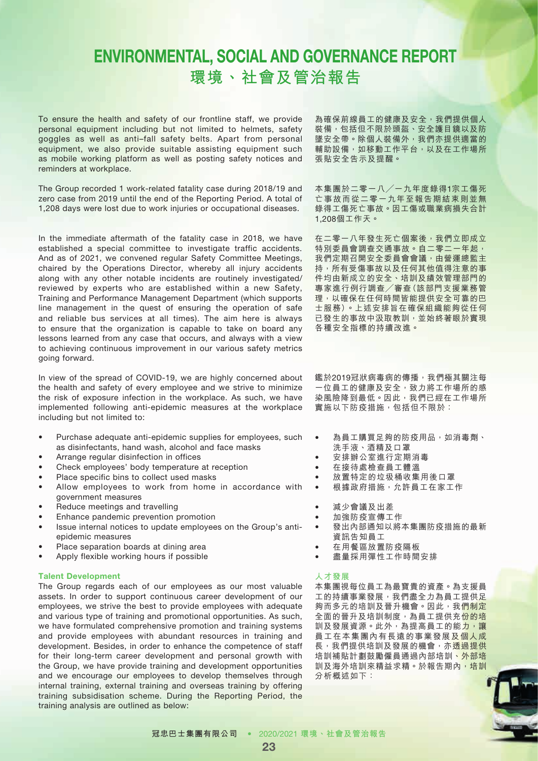To ensure the health and safety of our frontline staff, we provide personal equipment including but not limited to helmets, safety goggles as well as anti–fall safety belts. Apart from personal equipment, we also provide suitable assisting equipment such as mobile working platform as well as posting safety notices and reminders at workplace.

為確保前線員工的健康及安全，我們提供個人裝備，包括但不限於頭盔、安全護目鏡以及防墜安全帶。除個人裝備外，我們亦提供適當的輔助設備，如移動工作平台，以及在工作場所張貼安全告示及提醒。

The Group recorded 1 work-related fatality case during 2018/19 and zero case from 2019 until the end of the Reporting Period. A total of 1,208 days were lost due to work injuries or occupational diseases.

本集團於二零一八／一九年度錄得1宗工傷死亡事故而從二零一九年至報告期結束則並無錄得工傷死亡事故。因工傷或職業病損失合計1,208個工作天。

In the immediate aftermath of the fatality case in 2018, we have established a special committee to investigate traffic accidents. And as of 2021, we convened regular Safety Committee Meetings, chaired by the Operations Director, whereby all injury accidents along with any other notable incidents are routinely investigated/reviewed by experts who are established within a new Safety, Training and Performance Management Department (which supports line management in the quest of ensuring the operation of safe and reliable bus services at all times). The aim here is always to ensure that the organization is capable to take on board any lessons learned from any case that occurs, and always with a view to achieving continuous improvement in our various safety metrics going forward.

在二零一八年發生死亡個案後，我們立即成立特別委員會調查交通事故。自二零二一年起，我們定期召開安全委員會會議，由營運總監主持，所有受傷事故以及任何其他值得注意的事件均由新成立的安全、培訓及績效管理部門的專家進行例行調查／審查（該部門支援業務管理，以確保在任何時間皆能提供安全可靠的巴士服務）。上述安排旨在確保組織能夠從任何已發生的事故中汲取教訓，並始終著眼於實現各種安全指標的持續改進。

In view of the spread of COVID-19, we are highly concerned about the health and safety of every employee and we strive to minimize the risk of exposure infection in the workplace. As such, we have implemented following anti-epidemic measures at the workplace including but not limited to:

- Purchase adequate anti-epidemic supplies for employees, such as disinfectants, hand wash, alcohol and face masks
- Arrange regular disinfection in offices
- Check employees' body temperature at reception
- Place specific bins to collect used masks
- Allow employees to work from home in accordance with government measures
- Reduce meetings and travelling
- Enhance pandemic prevention promotion
- Issue internal notices to update employees on the Group's anti-epidemic measures
- Place separation boards at dining area
- Apply flexible working hours if possible

鑑於2019冠狀病毒病的傳播，我們極其關注每一位員工的健康及安全，致力將工作場所的感染風險降到最低。因此，我們已經在工作場所實施以下防疫措施，包括但不限於：

- 為員工購買足夠的防疫用品，如消毒劑、洗手液、酒精及口罩
- 安排辦公室進行定期消毒
- 在接待處檢查員工體溫
- 放置特定的垃圾桶收集用後口罩
- 根據政府措施，允許員工在家工作
- 減少會議及出差
- 加強防疫宣傳工作
- 發出內部通知以將本集團防疫措施的最新資訊告知員工
- 在用餐區放置防疫隔板
- 盡量採用彈性工作時間安排

### Talent Development

The Group regards each of our employees as our most valuable assets. In order to support continuous career development of our employees, we strive the best to provide employees with adequate and various type of training and promotional opportunities. As such, we have formulated comprehensive promotion and training systems and provide employees with abundant resources in training and development. Besides, in order to enhance the competence of staff for their long-term career development and personal growth with the Group, we have provide training and development opportunities and we encourage our employees to develop themselves through internal training, external training and overseas training by offering training subsidisation scheme. During the Reporting Period, the training analysis are outlined as below:

### 人才發展

本集團視每位員工為最寶貴的資產。為支援員工的持續事業發展，我們盡全力為員工提供足夠而多元的培訓及晉升機會。因此，我們制定全面的晉升及培訓制度，為員工提供充份的培訓及發展資源。此外，為提高員工的能力，讓員工在本集團內有長遠的事業發展及個人成長，我們提供培訓及發展的機會，亦透過提供培訓補貼計劃鼓勵僱員通過內部培訓、外部培訓及海外培訓來精益求精。於報告期內，培訓分析概述如下：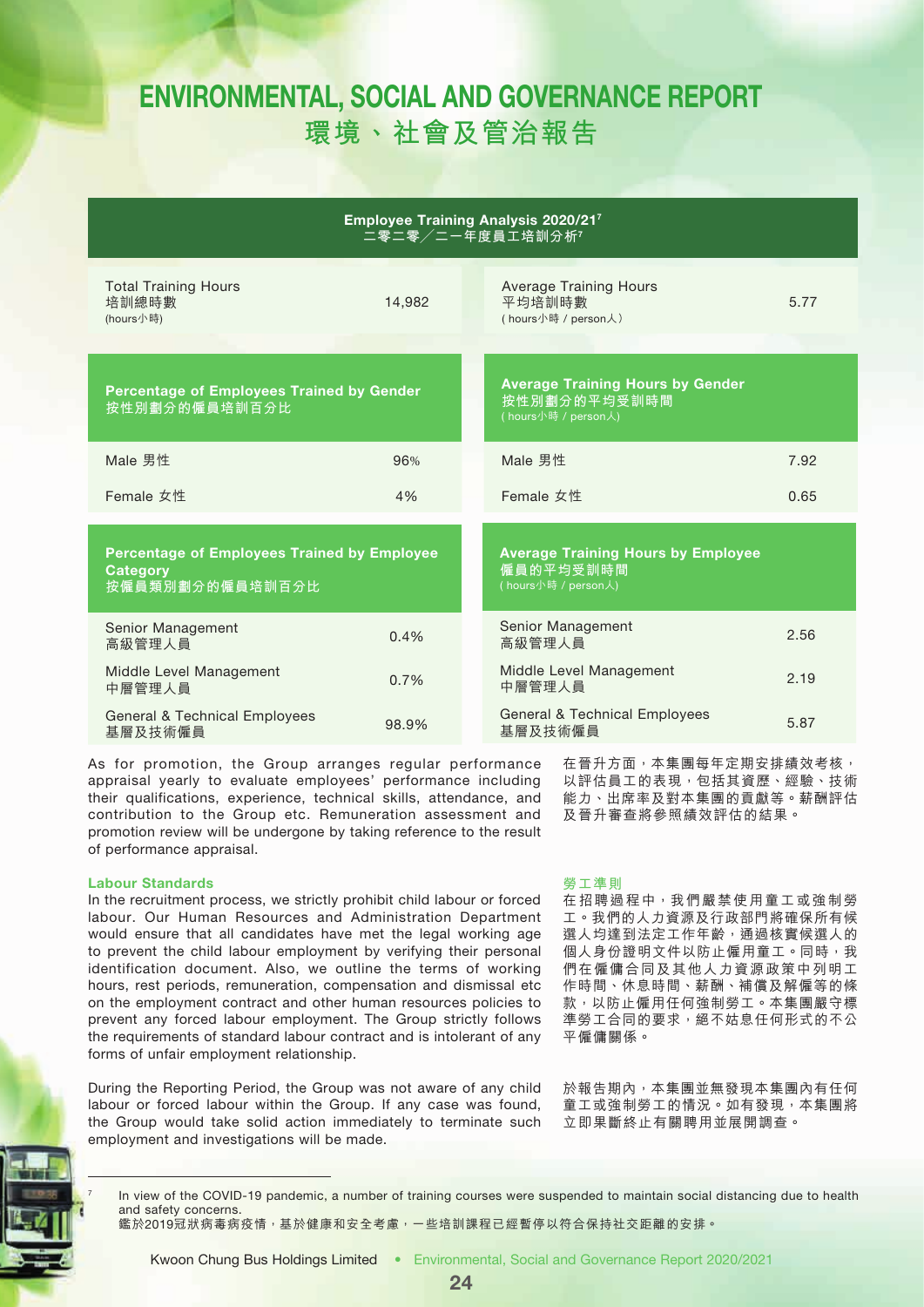# ENVIRONMENTAL, SOCIAL AND GOVERNANCE REPORT
# 環境、社會及管治報告

**Employee Training Analysis 2020/21[7]**
**二零二零／二一年度員工培訓分析[7]**

| Total Training Hours 培訓總時數 (hours小時) | 14,982 | Average Training Hours 平均培訓時數 ( hours小時 / person人) | 5.77 |
|---|---|---|---|

| Percentage of Employees Trained by Gender 按性別劃分的僱員培訓百分比 | | Average Training Hours by Gender 按性別劃分的平均受訓時間 ( hours小時 / person人) | |
|---|---|---|---|
| Male 男性 | 96% | Male 男性 | 7.92 |
| Female 女性 | 4% | Female 女性 | 0.65 |

| Percentage of Employees Trained by Employee Category 按僱員類別劃分的僱員培訓百分比 | | Average Training Hours by Employee 僱員的平均受訓時間 ( hours小時 / person人) | |
|---|---|---|---|
| Senior Management 高級管理人員 | 0.4% | Senior Management 高級管理人員 | 2.56 |
| Middle Level Management 中層管理人員 | 0.7% | Middle Level Management 中層管理人員 | 2.19 |
| General & Technical Employees 基層及技術僱員 | 98.9% | General & Technical Employees 基層及技術僱員 | 5.87 |

As for promotion, the Group arranges regular performance appraisal yearly to evaluate employees' performance including their qualifications, experience, technical skills, attendance, and contribution to the Group etc. Remuneration assessment and promotion review will be undergone by taking reference to the result of performance appraisal.

在晉升方面，本集團每年定期安排績效考核，以評估員工的表現，包括其資歷、經驗、技術能力、出席率及對本集團的貢獻等。薪酬評估及晉升審查將參照績效評估的結果。

### Labour Standards

In the recruitment process, we strictly prohibit child labour or forced labour. Our Human Resources and Administration Department would ensure that all candidates have met the legal working age to prevent the child labour employment by verifying their personal identification document. Also, we outline the terms of working hours, rest periods, remuneration, compensation and dismissal etc on the employment contract and other human resources policies to prevent any forced labour employment. The Group strictly follows the requirements of standard labour contract and is intolerant of any forms of unfair employment relationship.

During the Reporting Period, the Group was not aware of any child labour or forced labour within the Group. If any case was found, the Group would take solid action immediately to terminate such employment and investigations will be made.

### 勞工準則

在招聘過程中，我們嚴禁使用童工或強制勞工。我們的人力資源及行政部門將確保所有候選人均達到法定工作年齡，通過核實候選人的個人身份證明文件以防止僱用童工。同時，我們在僱傭合同及其他人力資源政策中列明工作時間、休息時間、薪酬、補償及解僱等的條款，以防止僱用任何強制勞工。本集團嚴守標準勞工合同的要求，絕不姑息任何形式的不公平僱傭關係。

於報告期內，本集團並無發現本集團內有任何童工或強制勞工的情況。如有發現，本集團將立即果斷終止有關聘用並展開調查。

---

[7] In view of the COVID-19 pandemic, a number of training courses were suspended to maintain social distancing due to health and safety concerns.
鑑於2019冠狀病毒病疫情，基於健康和安全考慮，一些培訓課程已經暫停以符合保持社交距離的安排。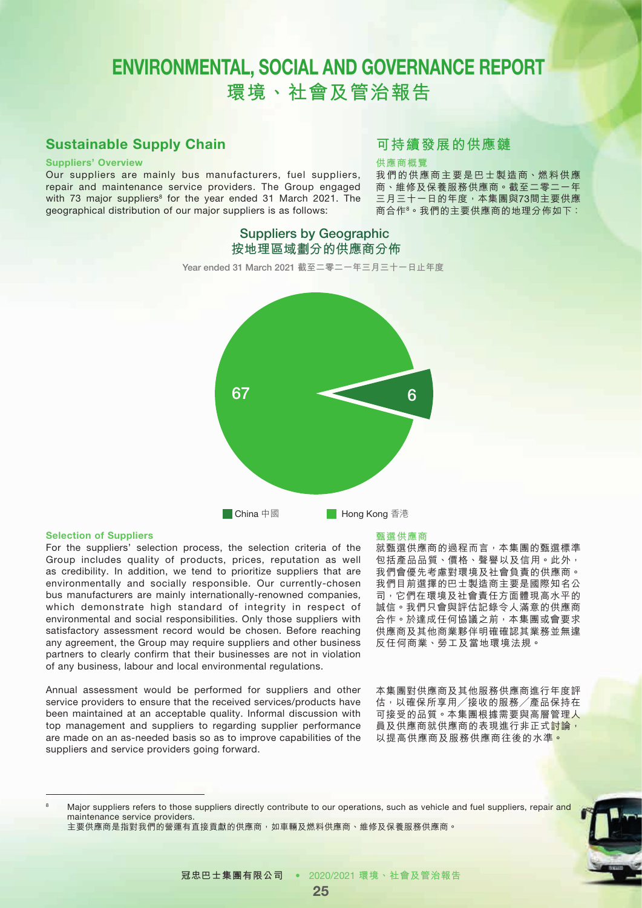## Sustainable Supply Chain

## 可持續發展的供應鏈

### Suppliers' Overview

Our suppliers are mainly bus manufacturers, fuel suppliers, repair and maintenance service providers. The Group engaged with 73 major suppliers[8] for the year ended 31 March 2021. The geographical distribution of our major suppliers is as follows:

### 供應商概覽

我們的供應商主要是巴士製造商、燃料供應商、維修及保養服務供應商。截至二零二一年三月三十一日的年度，本集團與73間主要供應商合作[8]。我們的主要供應商的地理分佈如下：

**Suppliers by Geographic**
**按地理區域劃分的供應商分佈**

Year ended 31 March 2021 截至二零二一年三月三十一日止年度

| Region | Number of suppliers |
| --- | --- |
| China 中國 | 67 |
| Hong Kong 香港 | 6 |

### Selection of Suppliers

For the suppliers' selection process, the selection criteria of the Group includes quality of products, prices, reputation as well as credibility. In addition, we tend to prioritize suppliers that are environmentally and socially responsible. Our currently-chosen bus manufacturers are mainly internationally-renowned companies, which demonstrate high standard of integrity in respect of environmental and social responsibilities. Only those suppliers with satisfactory assessment record would be chosen. Before reaching any agreement, the Group may require suppliers and other business partners to clearly confirm that their businesses are not in violation of any business, labour and local environmental regulations.

Annual assessment would be performed for suppliers and other service providers to ensure that the received services/products have been maintained at an acceptable quality. Informal discussion with top management and suppliers to regarding supplier performance are made on an as-needed basis so as to improve capabilities of the suppliers and service providers going forward.

### 甄選供應商

就甄選供應商的過程而言，本集團的甄選標準包括產品品質、價格、聲譽以及信用。此外，我們會優先考慮對環境及社會負責的供應商。我們目前選擇的巴士製造商主要是國際知名公司，它們在環境及社會責任方面體現高水平的誠信。我們只會與評估記錄令人滿意的供應商合作。於達成任何協議之前，本集團或會要求供應商及其他商業夥伴明確確認其業務並無違反任何商業、勞工及當地環境法規。

本集團對供應商及其他服務供應商進行年度評估，以確保所享用／接收的服務／產品保持在可接受的品質。本集團根據需要與高層管理人員及供應商就供應商的表現進行非正式討論，以提高供應商及服務供應商往後的水準。

---

[8] Major suppliers refers to those suppliers directly contribute to our operations, such as vehicle and fuel suppliers, repair and maintenance service providers.
主要供應商是指對我們的營運有直接貢獻的供應商，如車輛及燃料供應商、維修及保養服務供應商。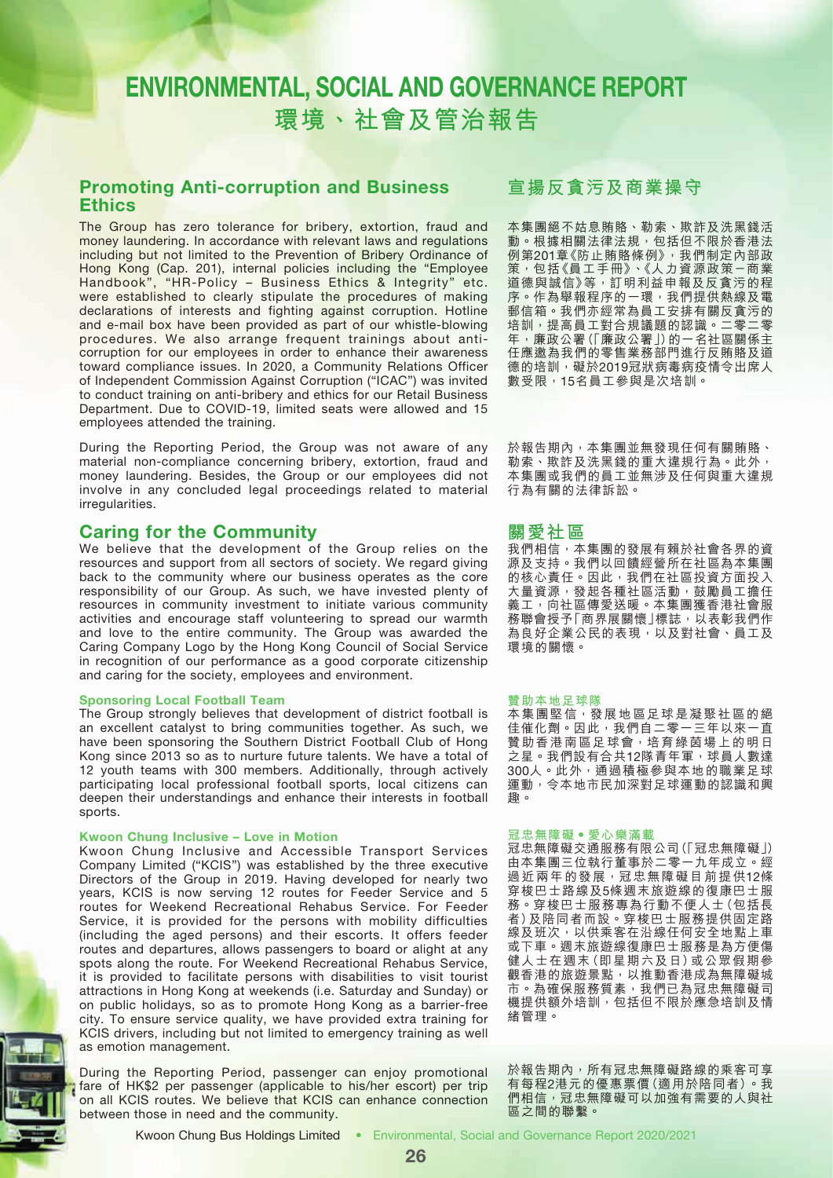# ENVIRONMENTAL, SOCIAL AND GOVERNANCE REPORT
# 環境、社會及管治報告

## Promoting Anti-corruption and Business Ethics

The Group has zero tolerance for bribery, extortion, fraud and money laundering. In accordance with relevant laws and regulations including but not limited to the Prevention of Bribery Ordinance of Hong Kong (Cap. 201), internal policies including the "Employee Handbook", "HR-Policy – Business Ethics & Integrity" etc. were established to clearly stipulate the procedures of making declarations of interests and fighting against corruption. Hotline and e-mail box have been provided as part of our whistle-blowing procedures. We also arrange frequent trainings about anti-corruption for our employees in order to enhance their awareness toward compliance issues. In 2020, a Community Relations Officer of Independent Commission Against Corruption ("ICAC") was invited to conduct training on anti-bribery and ethics for our Retail Business Department. Due to COVID-19, limited seats were allowed and 15 employees attended the training.

During the Reporting Period, the Group was not aware of any material non-compliance concerning bribery, extortion, fraud and money laundering. Besides, the Group or our employees did not involve in any concluded legal proceedings related to material irregularities.

## 宣揚反貪污及商業操守

本集團絕不姑息賄賂、勒索、欺詐及洗黑錢活動。根據相關法律法規，包括但不限於香港法例第201章《防止賄賂條例》，我們制定內部政策，包括《員工手冊》、《人力資源政策－商業道德與誠信》等，訂明利益申報及反貪污的程序。作為舉報程序的一環，我們提供熱線及電郵信箱。我們亦經常為員工安排有關反貪污的培訓，提高員工對合規議題的認識。二零二零年，廉政公署（「廉政公署」）的一名社區關係主任應邀為我們的零售業務部門進行反賄賂及道德的培訓，礙於2019冠狀病毒病疫情令出席人數受限，15名員工參與是次培訓。

於報告期內，本集團並無發現任何有關賄賂、勒索、欺詐及洗黑錢的重大違規行為。此外，本集團或我們的員工並無涉及任何與重大違規行為有關的法律訴訟。

## Caring for the Community

We believe that the development of the Group relies on the resources and support from all sectors of society. We regard giving back to the community where our business operates as the core responsibility of our Group. As such, we have invested plenty of resources in community investment to initiate various community activities and encourage staff volunteering to spread our warmth and love to the entire community. The Group was awarded the Caring Company Logo by the Hong Kong Council of Social Service in recognition of our performance as a good corporate citizenship and caring for the society, employees and environment.

## 關愛社區

我們相信，本集團的發展有賴於社會各界的資源及支持。我們以回饋經營所在社區為本集團的核心責任。因此，我們在社區投資方面投入大量資源，發起各種社區活動，鼓勵員工擔任義工，向社區傳愛送暖。本集團獲香港社會服務聯會授予「商界展關懷」標誌，以表彰我們作為良好企業公民的表現，以及對社會、員工及環境的關懷。

### Sponsoring Local Football Team

The Group strongly believes that development of district football is an excellent catalyst to bring communities together. As such, we have been sponsoring the Southern District Football Club of Hong Kong since 2013 so as to nurture future talents. We have a total of 12 youth teams with 300 members. Additionally, through actively participating local professional football sports, local citizens can deepen their understandings and enhance their interests in football sports.

### 贊助本地足球隊

本集團堅信，發展地區足球是凝聚社區的絕佳催化劑。因此，我們自二零一三年以來一直贊助香港南區足球會，培育綠茵場上的明日之星。我們設有合共12隊青年軍，球員人數達300人。此外，通過積極參與本地的職業足球運動，令本地市民加深對足球運動的認識和興趣。

### Kwoon Chung Inclusive – Love in Motion

Kwoon Chung Inclusive and Accessible Transport Services Company Limited ("KCIS") was established by the three executive Directors of the Group in 2019. Having developed for nearly two years, KCIS is now serving 12 routes for Feeder Service and 5 routes for Weekend Recreational Rehabus Service. For Feeder Service, it is provided for the persons with mobility difficulties (including the aged persons) and their escorts. It offers feeder routes and departures, allows passengers to board or alight at any spots along the route. For Weekend Recreational Rehabus Service, it is provided to facilitate persons with disabilities to visit tourist attractions in Hong Kong at weekends (i.e. Saturday and Sunday) or on public holidays, so as to promote Hong Kong as a barrier-free city. To ensure service quality, we have provided extra training for KCIS drivers, including but not limited to emergency training as well as emotion management.

During the Reporting Period, passenger can enjoy promotional fare of HK$2 per passenger (applicable to his/her escort) per trip on all KCIS routes. We believe that KCIS can enhance connection between those in need and the community.

### 冠忠無障礙 • 愛心樂滿載

冠忠無障礙交通服務有限公司（「冠忠無障礙」）由本集團三位執行董事於二零一九年成立。經過近兩年的發展，冠忠無障礙目前提供12條穿梭巴士路線及5條週末旅遊線的復康巴士服務。穿梭巴士服務專為行動不便人士（包括長者）及陪同者而設。穿梭巴士服務提供固定路線及班次，以供乘客在沿線任何安全地點上車或下車。週末旅遊線復康巴士服務是為方便傷健人士在週末（即星期六及日）或公眾假期參觀香港的旅遊景點，以推動香港成為無障礙城市。為確保服務質素，我們已為冠忠無障礙司機提供額外培訓，包括但不限於應急培訓及情緒管理。

於報告期內，所有冠忠無障礙路線的乘客可享有每程2港元的優惠票價（適用於陪同者）。我們相信，冠忠無障礙可以加強有需要的人與社區之間的聯繫。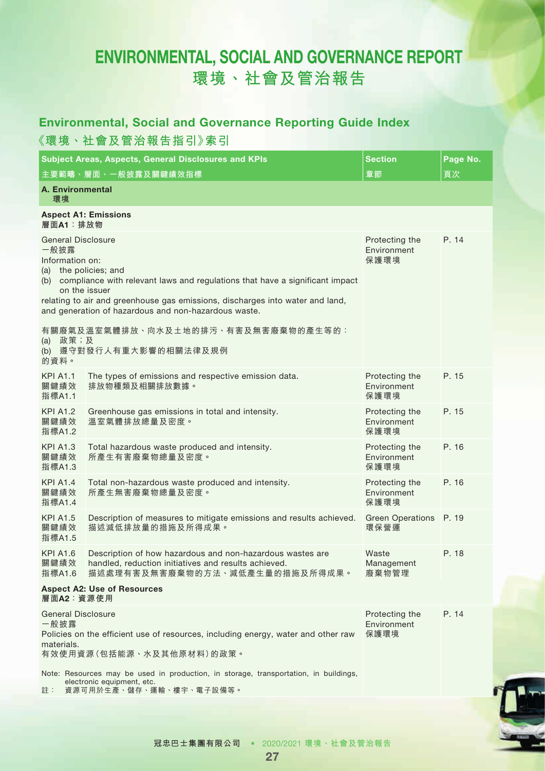# ENVIRONMENTAL, SOCIAL AND GOVERNANCE REPORT
# 環境、社會及管治報告

## Environmental, Social and Governance Reporting Guide Index
## 《環境、社會及管治報告指引》索引

| Subject Areas, Aspects, General Disclosures and KPIs<br>主要範疇、層面、一般披露及關鍵績效指標 | | Section<br>章節 | Page No.<br>頁次 |
|---|---|---|---|
| **A. Environmental**<br>**環境** | | | |
| **Aspect A1: Emissions**<br>**層面A1：排放物** | | | |
| General Disclosure<br>一般披露<br>Information on:<br>(a) the policies; and<br>(b) compliance with relevant laws and regulations that have a significant impact on the issuer<br>relating to air and greenhouse gas emissions, discharges into water and land, and generation of hazardous and non-hazardous waste.<br><br>有關廢氣及溫室氣體排放、向水及土地的排污、有害及無害廢棄物的產生等的：<br>(a) 政策；及<br>(b) 遵守對發行人有重大影響的相關法律及規例<br>的資料。 | | Protecting the Environment<br>保護環境 | P. 14 |
| KPI A1.1<br>關鍵績效指標A1.1 | The types of emissions and respective emission data.<br>排放物種類及相關排放數據。 | Protecting the Environment<br>保護環境 | P. 15 |
| KPI A1.2<br>關鍵績效指標A1.2 | Greenhouse gas emissions in total and intensity.<br>溫室氣體排放總量及密度。 | Protecting the Environment<br>保護環境 | P. 15 |
| KPI A1.3<br>關鍵績效指標A1.3 | Total hazardous waste produced and intensity.<br>所產生有害廢棄物總量及密度。 | Protecting the Environment<br>保護環境 | P. 16 |
| KPI A1.4<br>關鍵績效指標A1.4 | Total non-hazardous waste produced and intensity.<br>所產生無害廢棄物總量及密度。 | Protecting the Environment<br>保護環境 | P. 16 |
| KPI A1.5<br>關鍵績效指標A1.5 | Description of measures to mitigate emissions and results achieved.<br>描述減低排放量的措施及所得成果。 | Green Operations<br>環保營運 | P. 19 |
| KPI A1.6<br>關鍵績效指標A1.6 | Description of how hazardous and non-hazardous wastes are handled, reduction initiatives and results achieved.<br>描述處理有害及無害廢棄物的方法、減低產生量的措施及所得成果。 | Waste Management<br>廢棄物管理 | P. 18 |
| **Aspect A2: Use of Resources**<br>**層面A2：資源使用** | | | |
| General Disclosure<br>一般披露<br>Policies on the efficient use of resources, including energy, water and other raw materials.<br>有效使用資源(包括能源、水及其他原材料)的政策。<br><br>Note: Resources may be used in production, in storage, transportation, in buildings, electronic equipment, etc.<br>註： 資源可用於生產、儲存、運輸、樓宇、電子設備等。 | | Protecting the Environment<br>保護環境 | P. 14 |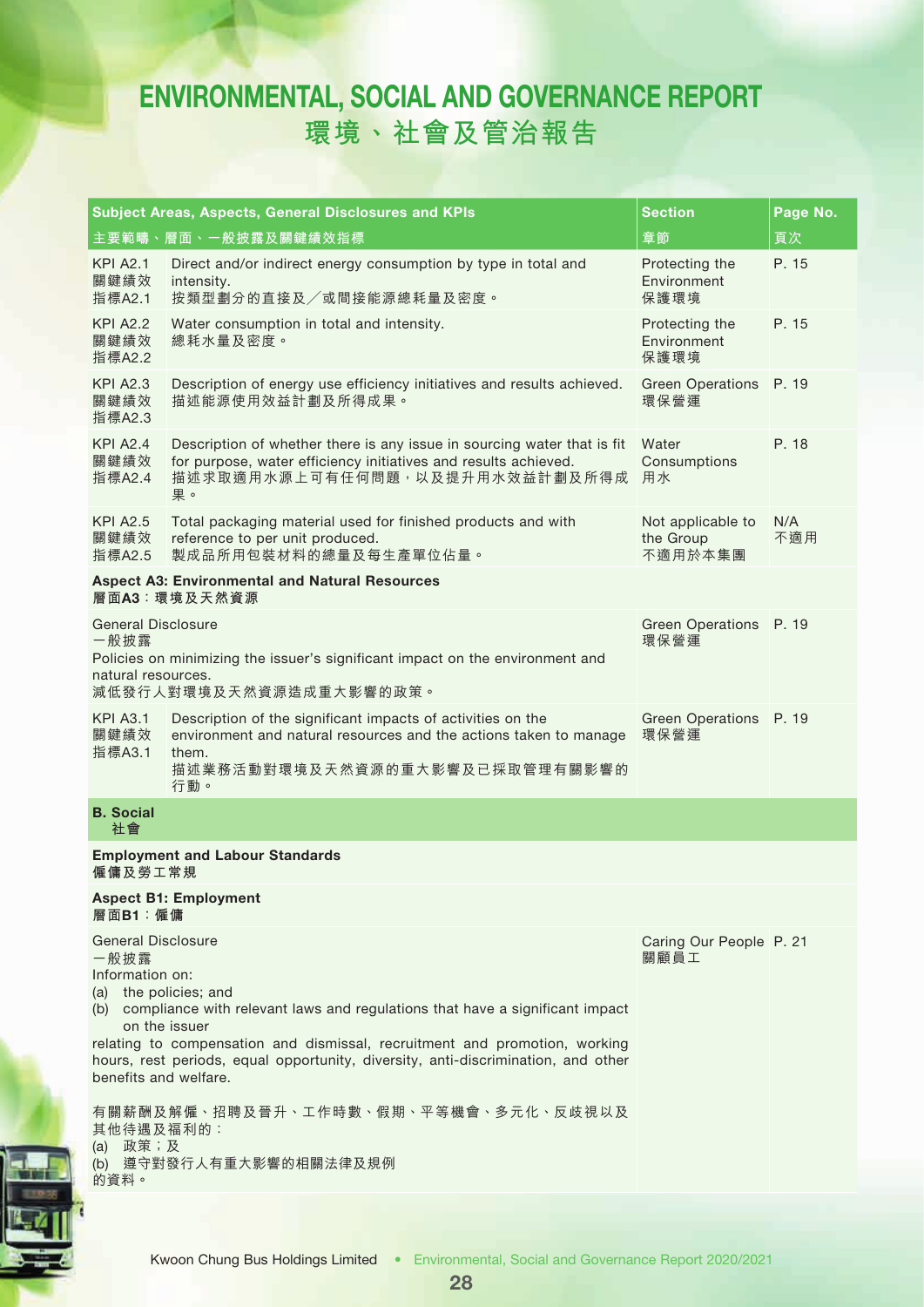# ENVIRONMENTAL, SOCIAL AND GOVERNANCE REPORT
# 環境、社會及管治報告

| Subject Areas, Aspects, General Disclosures and KPIs<br>主要範疇、層面、一般披露及關鍵績效指標 | | Section<br>章節 | Page No.<br>頁次 |
|---|---|---|---|
| KPI A2.1<br>關鍵績效指標A2.1 | Direct and/or indirect energy consumption by type in total and intensity.<br>按類型劃分的直接及／或間接能源總耗量及密度。 | Protecting the Environment<br>保護環境 | P. 15 |
| KPI A2.2<br>關鍵績效指標A2.2 | Water consumption in total and intensity.<br>總耗水量及密度。 | Protecting the Environment<br>保護環境 | P. 15 |
| KPI A2.3<br>關鍵績效指標A2.3 | Description of energy use efficiency initiatives and results achieved.<br>描述能源使用效益計劃及所得成果。 | Green Operations<br>環保營運 | P. 19 |
| KPI A2.4<br>關鍵績效指標A2.4 | Description of whether there is any issue in sourcing water that is fit for purpose, water efficiency initiatives and results achieved.<br>描述求取適用水源上可有任何問題，以及提升用水效益計劃及所得成果。 | Water Consumptions<br>用水 | P. 18 |
| KPI A2.5<br>關鍵績效指標A2.5 | Total packaging material used for finished products and with reference to per unit produced.<br>製成品所用包裝材料的總量及每生產單位佔量。 | Not applicable to the Group<br>不適用於本集團 | N/A<br>不適用 |
| **Aspect A3: Environmental and Natural Resources**<br>**層面A3：環境及天然資源** | | | |
| General Disclosure<br>一般披露<br>Policies on minimizing the issuer's significant impact on the environment and natural resources.<br>減低發行人對環境及天然資源造成重大影響的政策。 | | Green Operations<br>環保營運 | P. 19 |
| KPI A3.1<br>關鍵績效指標A3.1 | Description of the significant impacts of activities on the environment and natural resources and the actions taken to manage them.<br>描述業務活動對環境及天然資源的重大影響及已採取管理有關影響的行動。 | Green Operations<br>環保營運 | P. 19 |
| **B. Social**<br>**社會** | | | |
| **Employment and Labour Standards**<br>**僱傭及勞工常規** | | | |
| **Aspect B1: Employment**<br>**層面B1：僱傭** | | | |
| General Disclosure<br>一般披露<br>Information on:<br>(a) the policies; and<br>(b) compliance with relevant laws and regulations that have a significant impact on the issuer<br>relating to compensation and dismissal, recruitment and promotion, working hours, rest periods, equal opportunity, diversity, anti-discrimination, and other benefits and welfare.<br><br>有關薪酬及解僱、招聘及晉升、工作時數、假期、平等機會、多元化、反歧視以及其他待遇及福利的：<br>(a) 政策；及<br>(b) 遵守對發行人有重大影響的相關法律及規例<br>的資料。 | | Caring Our People<br>關顧員工 | P. 21 |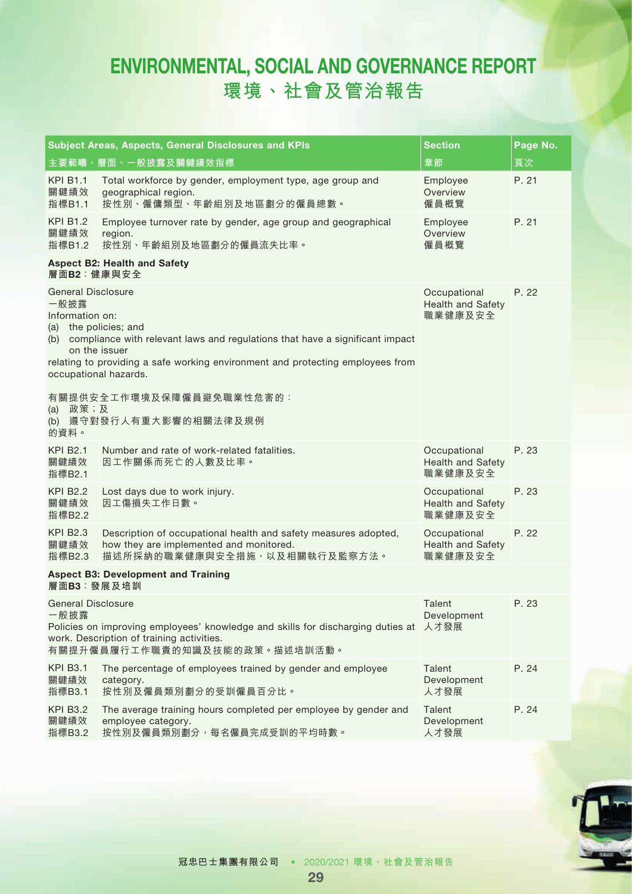# ENVIRONMENTAL, SOCIAL AND GOVERNANCE REPORT
# 環境、社會及管治報告

| Subject Areas, Aspects, General Disclosures and KPIs<br>主要範疇、層面、一般披露及關鍵績效指標 | | Section<br>章節 | Page No.<br>頁次 |
|---|---|---|---|
| KPI B1.1<br>關鍵績效指標B1.1 | Total workforce by gender, employment type, age group and geographical region.<br>按性別、僱傭類型、年齡組別及地區劃分的僱員總數。 | Employee Overview<br>僱員概覽 | P. 21 |
| KPI B1.2<br>關鍵績效指標B1.2 | Employee turnover rate by gender, age group and geographical region.<br>按性別、年齡組別及地區劃分的僱員流失比率。 | Employee Overview<br>僱員概覽 | P. 21 |
| **Aspect B2: Health and Safety**<br>**層面B2：健康與安全** | | | |
| General Disclosure<br>一般披露<br>Information on:<br>(a) the policies; and<br>(b) compliance with relevant laws and regulations that have a significant impact on the issuer<br>relating to providing a safe working environment and protecting employees from occupational hazards.<br><br>有關提供安全工作環境及保障僱員避免職業性危害的：<br>(a) 政策；及<br>(b) 遵守對發行人有重大影響的相關法律及規例<br>的資料。 | | Occupational Health and Safety<br>職業健康及安全 | P. 22 |
| KPI B2.1<br>關鍵績效指標B2.1 | Number and rate of work-related fatalities.<br>因工作關係而死亡的人數及比率。 | Occupational Health and Safety<br>職業健康及安全 | P. 23 |
| KPI B2.2<br>關鍵績效指標B2.2 | Lost days due to work injury.<br>因工傷損失工作日數。 | Occupational Health and Safety<br>職業健康及安全 | P. 23 |
| KPI B2.3<br>關鍵績效指標B2.3 | Description of occupational health and safety measures adopted, how they are implemented and monitored.<br>描述所採納的職業健康與安全措施，以及相關執行及監察方法。 | Occupational Health and Safety<br>職業健康及安全 | P. 22 |
| **Aspect B3: Development and Training**<br>**層面B3：發展及培訓** | | | |
| General Disclosure<br>一般披露<br>Policies on improving employees' knowledge and skills for discharging duties at work. Description of training activities.<br>有關提升僱員履行工作職責的知識及技能的政策。描述培訓活動。 | | Talent Development<br>人才發展 | P. 23 |
| KPI B3.1<br>關鍵績效指標B3.1 | The percentage of employees trained by gender and employee category.<br>按性別及僱員類別劃分的受訓僱員百分比。 | Talent Development<br>人才發展 | P. 24 |
| KPI B3.2<br>關鍵績效指標B3.2 | The average training hours completed per employee by gender and employee category.<br>按性別及僱員類別劃分，每名僱員完成受訓的平均時數。 | Talent Development<br>人才發展 | P. 24 |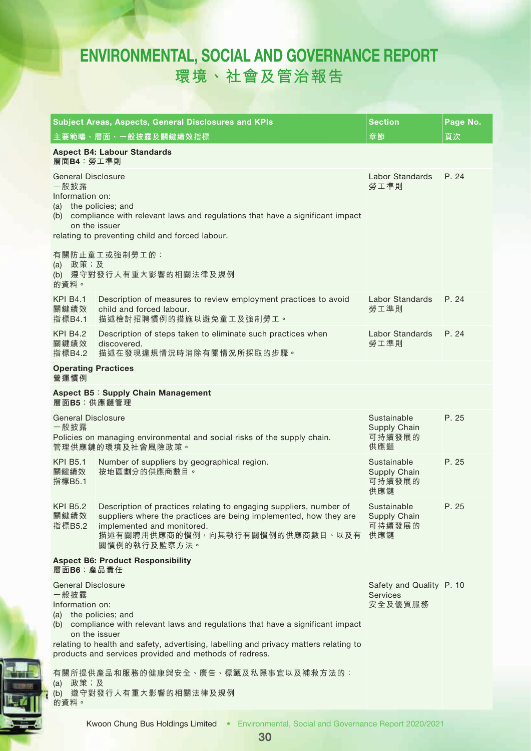# ENVIRONMENTAL, SOCIAL AND GOVERNANCE REPORT
# 環境、社會及管治報告

| Subject Areas, Aspects, General Disclosures and KPIs<br>主要範疇、層面、一般披露及關鍵績效指標 | | Section<br>章節 | Page No.<br>頁次 |
|---|---|---|---|
| **Aspect B4: Labour Standards**<br>**層面B4**：勞工準則 | | | |
| General Disclosure<br>一般披露<br>Information on:<br>(a) the policies; and<br>(b) compliance with relevant laws and regulations that have a significant impact on the issuer<br>relating to preventing child and forced labour.<br><br>有關防止童工或強制勞工的：<br>(a) 政策；及<br>(b) 遵守對發行人有重大影響的相關法律及規例<br>的資料。 | | Labor Standards<br>勞工準則 | P. 24 |
| KPI B4.1<br>關鍵績效指標B4.1 | Description of measures to review employment practices to avoid child and forced labour.<br>描述檢討招聘慣例的措施以避免童工及強制勞工。 | Labor Standards<br>勞工準則 | P. 24 |
| KPI B4.2<br>關鍵績效指標B4.2 | Description of steps taken to eliminate such practices when discovered.<br>描述在發現違規情況時消除有關情況所採取的步驟。 | Labor Standards<br>勞工準則 | P. 24 |
| **Operating Practices**<br>**營運慣例** | | | |
| **Aspect B5**：**Supply Chain Management**<br>**層面B5**：供應鏈管理 | | | |
| General Disclosure<br>一般披露<br>Policies on managing environmental and social risks of the supply chain.<br>管理供應鏈的環境及社會風險政策。 | | Sustainable Supply Chain<br>可持續發展的供應鏈 | P. 25 |
| KPI B5.1<br>關鍵績效指標B5.1 | Number of suppliers by geographical region.<br>按地區劃分的供應商數目。 | Sustainable Supply Chain<br>可持續發展的供應鏈 | P. 25 |
| KPI B5.2<br>關鍵績效指標B5.2 | Description of practices relating to engaging suppliers, number of suppliers where the practices are being implemented, how they are implemented and monitored.<br>描述有關聘用供應商的慣例，向其執行有關慣例的供應商數目、以及有關慣例的執行及監察方法。 | Sustainable Supply Chain<br>可持續發展的供應鏈 | P. 25 |
| **Aspect B6: Product Responsibility**<br>**層面B6**：產品責任 | | | |
| General Disclosure<br>一般披露<br>Information on:<br>(a) the policies; and<br>(b) compliance with relevant laws and regulations that have a significant impact on the issuer<br>relating to health and safety, advertising, labelling and privacy matters relating to products and services provided and methods of redress.<br><br>有關所提供產品和服務的健康與安全、廣告、標籤及私隱事宜以及補救方法的：<br>(a) 政策；及<br>(b) 遵守對發行人有重大影響的相關法律及規例<br>的資料。 | | Safety and Quality Services<br>安全及優質服務 | P. 10 |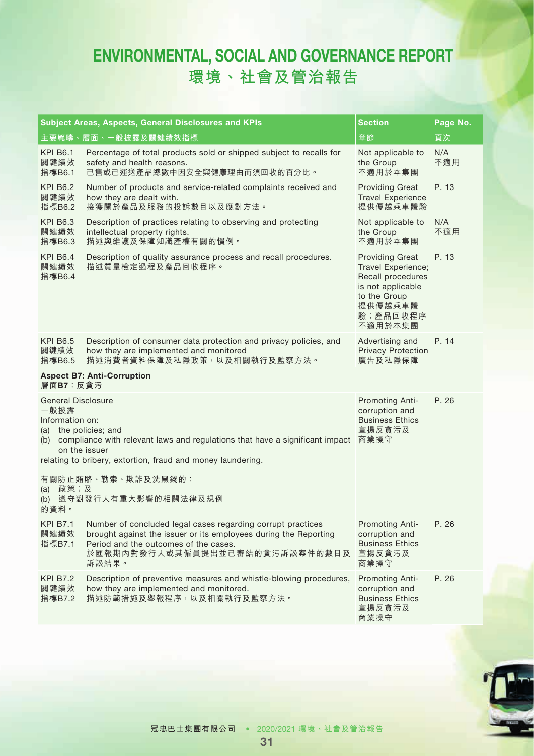# ENVIRONMENTAL, SOCIAL AND GOVERNANCE REPORT
# 環境、社會及管治報告

| Subject Areas, Aspects, General Disclosures and KPIs<br>主要範疇、層面、一般披露及關鍵績效指標 | | Section<br>章節 | Page No.<br>頁次 |
|---|---|---|---|
| KPI B6.1<br>關鍵績效指標B6.1 | Percentage of total products sold or shipped subject to recalls for safety and health reasons.<br>已售或已運送產品總數中因安全與健康理由而須回收的百分比。 | Not applicable to the Group<br>不適用於本集團 | N/A<br>不適用 |
| KPI B6.2<br>關鍵績效指標B6.2 | Number of products and service-related complaints received and how they are dealt with.<br>接獲關於產品及服務的投訴數目以及應對方法。 | Providing Great Travel Experience<br>提供優越乘車體驗 | P. 13 |
| KPI B6.3<br>關鍵績效指標B6.3 | Description of practices relating to observing and protecting intellectual property rights.<br>描述與維護及保障知識產權有關的慣例。 | Not applicable to the Group<br>不適用於本集團 | N/A<br>不適用 |
| KPI B6.4<br>關鍵績效指標B6.4 | Description of quality assurance process and recall procedures.<br>描述質量檢定過程及產品回收程序。 | Providing Great Travel Experience; Recall procedures is not applicable to the Group<br>提供優越乘車體驗；產品回收程序不適用於本集團 | P. 13 |
| KPI B6.5<br>關鍵績效指標B6.5 | Description of consumer data protection and privacy policies, and how they are implemented and monitored<br>描述消費者資料保障及私隱政策，以及相關執行及監察方法。 | Advertising and Privacy Protection<br>廣告及私隱保障 | P. 14 |
| **Aspect B7: Anti-Corruption**<br>**層面B7：反貪污** | | | |
| General Disclosure<br>一般披露 | Information on:<br>(a) the policies; and<br>(b) compliance with relevant laws and regulations that have a significant impact on the issuer<br>relating to bribery, extortion, fraud and money laundering.<br><br>有關防止賄賂、勒索、欺詐及洗黑錢的：<br>(a) 政策；及<br>(b) 遵守對發行人有重大影響的相關法律及規例<br>的資料。 | Promoting Anti-corruption and Business Ethics<br>宣揚反貪污及商業操守 | P. 26 |
| KPI B7.1<br>關鍵績效指標B7.1 | Number of concluded legal cases regarding corrupt practices brought against the issuer or its employees during the Reporting Period and the outcomes of the cases.<br>於匯報期內對發行人或其僱員提出並已審結的貪污訴訟案件的數目及訴訟結果。 | Promoting Anti-corruption and Business Ethics<br>宣揚反貪污及商業操守 | P. 26 |
| KPI B7.2<br>關鍵績效指標B7.2 | Description of preventive measures and whistle-blowing procedures, how they are implemented and monitored.<br>描述防範措施及舉報程序，以及相關執行及監察方法。 | Promoting Anti-corruption and Business Ethics<br>宣揚反貪污及商業操守 | P. 26 |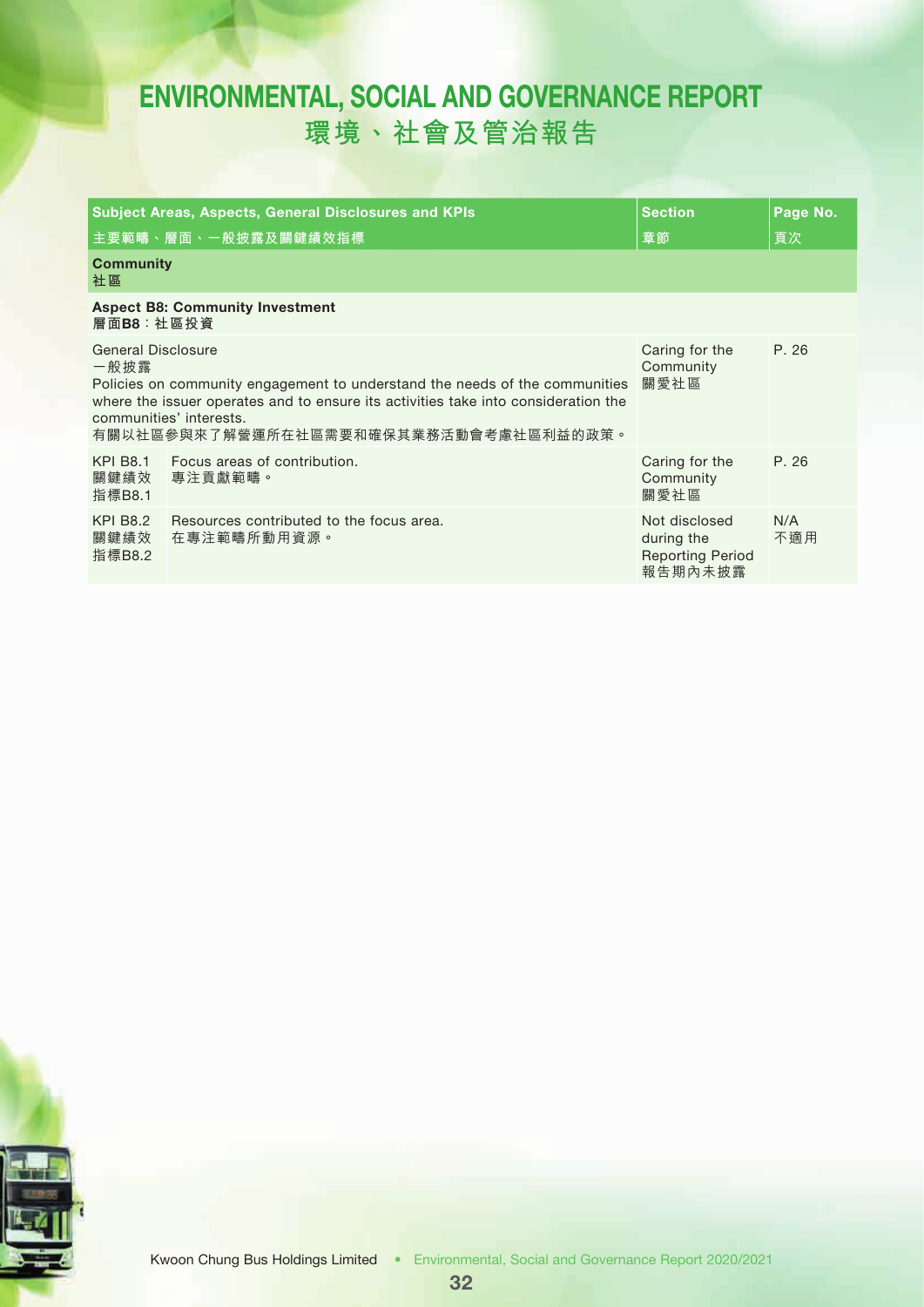# ENVIRONMENTAL, SOCIAL AND GOVERNANCE REPORT
# 環境、社會及管治報告

| Subject Areas, Aspects, General Disclosures and KPIs<br>主要範疇、層面、一般披露及關鍵績效指標 | | Section<br>章節 | Page No.<br>頁次 |
|---|---|---|---|
| **Community**<br>**社區** | | | |
| **Aspect B8: Community Investment**<br>**層面B8：社區投資** | | | |
| General Disclosure<br>一般披露<br>Policies on community engagement to understand the needs of the communities where the issuer operates and to ensure its activities take into consideration the communities' interests.<br>有關以社區參與來了解營運所在社區需要和確保其業務活動會考慮社區利益的政策。 | | Caring for the Community<br>關愛社區 | P. 26 |
| KPI B8.1<br>關鍵績效指標B8.1 | Focus areas of contribution.<br>專注貢獻範疇。 | Caring for the Community<br>關愛社區 | P. 26 |
| KPI B8.2<br>關鍵績效指標B8.2 | Resources contributed to the focus area.<br>在專注範疇所動用資源。 | Not disclosed during the Reporting Period<br>報告期內未披露 | N/A<br>不適用 |